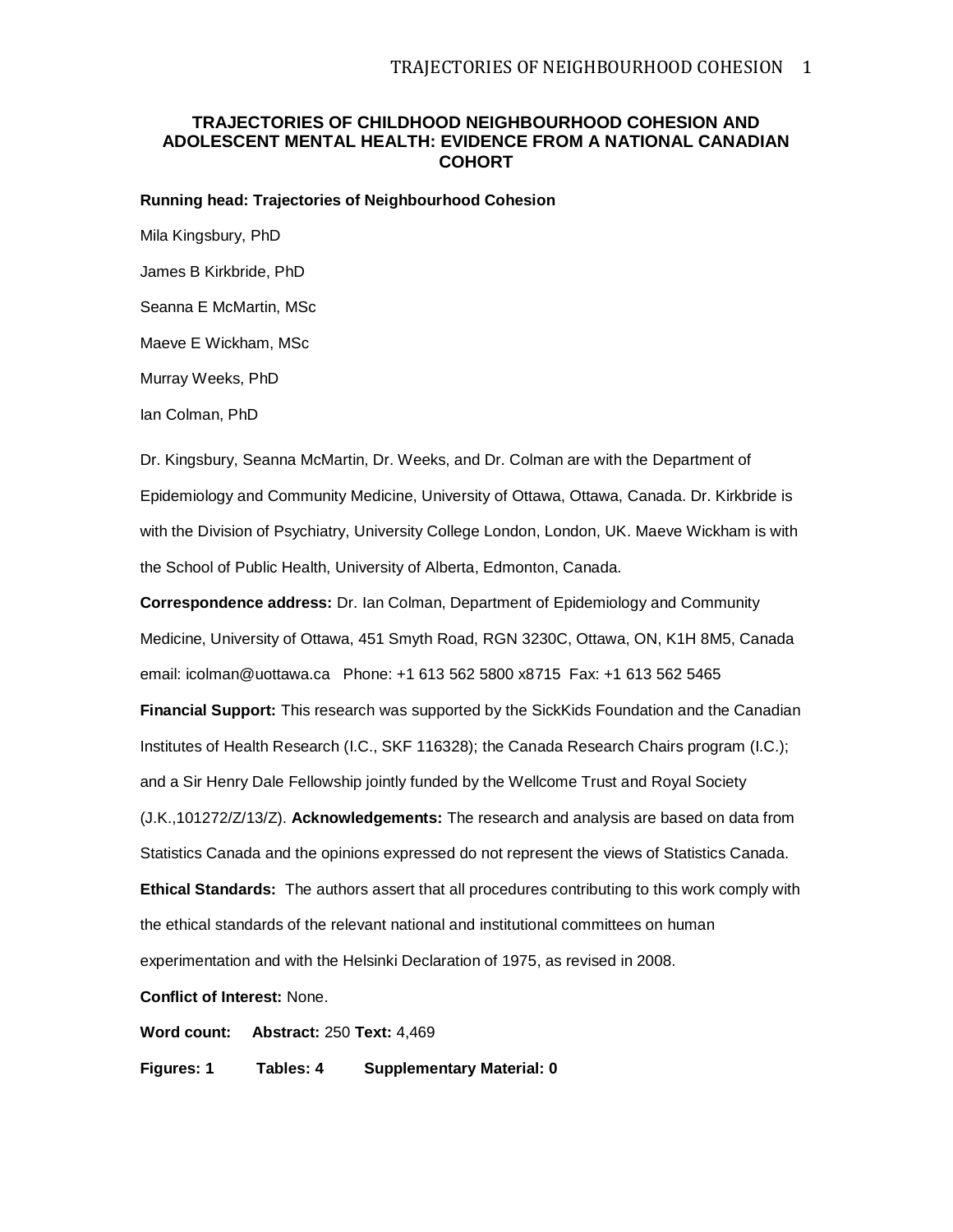# TRAJECTORIES OF CHILDHOOD NEIGHBOURHOOD COHESION AND ADOLESCENT MENTAL HEALTH: EVIDENCE FROM A NATIONAL CANADIAN COHORT

**Running head: Trajectories of Neighbourhood Cohesion**

Mila Kingsbury, PhD

James B Kirkbride, PhD

Seanna E McMartin, MSc

Maeve E Wickham, MSc

Murray Weeks, PhD

Ian Colman, PhD

Dr. Kingsbury, Seanna McMartin, Dr. Weeks, and Dr. Colman are with the Department of Epidemiology and Community Medicine, University of Ottawa, Ottawa, Canada. Dr. Kirkbride is with the Division of Psychiatry, University College London, London, UK. Maeve Wickham is with the School of Public Health, University of Alberta, Edmonton, Canada.

**Correspondence address:** Dr. Ian Colman, Department of Epidemiology and Community Medicine, University of Ottawa, 451 Smyth Road, RGN 3230C, Ottawa, ON, K1H 8M5, Canada email: icolman@uottawa.ca Phone: +1 613 562 5800 x8715 Fax: +1 613 562 5465

**Financial Support:** This research was supported by the SickKids Foundation and the Canadian Institutes of Health Research (I.C., SKF 116328); the Canada Research Chairs program (I.C.); and a Sir Henry Dale Fellowship jointly funded by the Wellcome Trust and Royal Society (J.K.,101272/Z/13/Z). **Acknowledgements:** The research and analysis are based on data from Statistics Canada and the opinions expressed do not represent the views of Statistics Canada.

**Ethical Standards:** The authors assert that all procedures contributing to this work comply with the ethical standards of the relevant national and institutional committees on human experimentation and with the Helsinki Declaration of 1975, as revised in 2008.

**Conflict of Interest:** None.

**Word count:** **Abstract:** 250 **Text:** 4,469

**Figures: 1** **Tables: 4** **Supplementary Material: 0**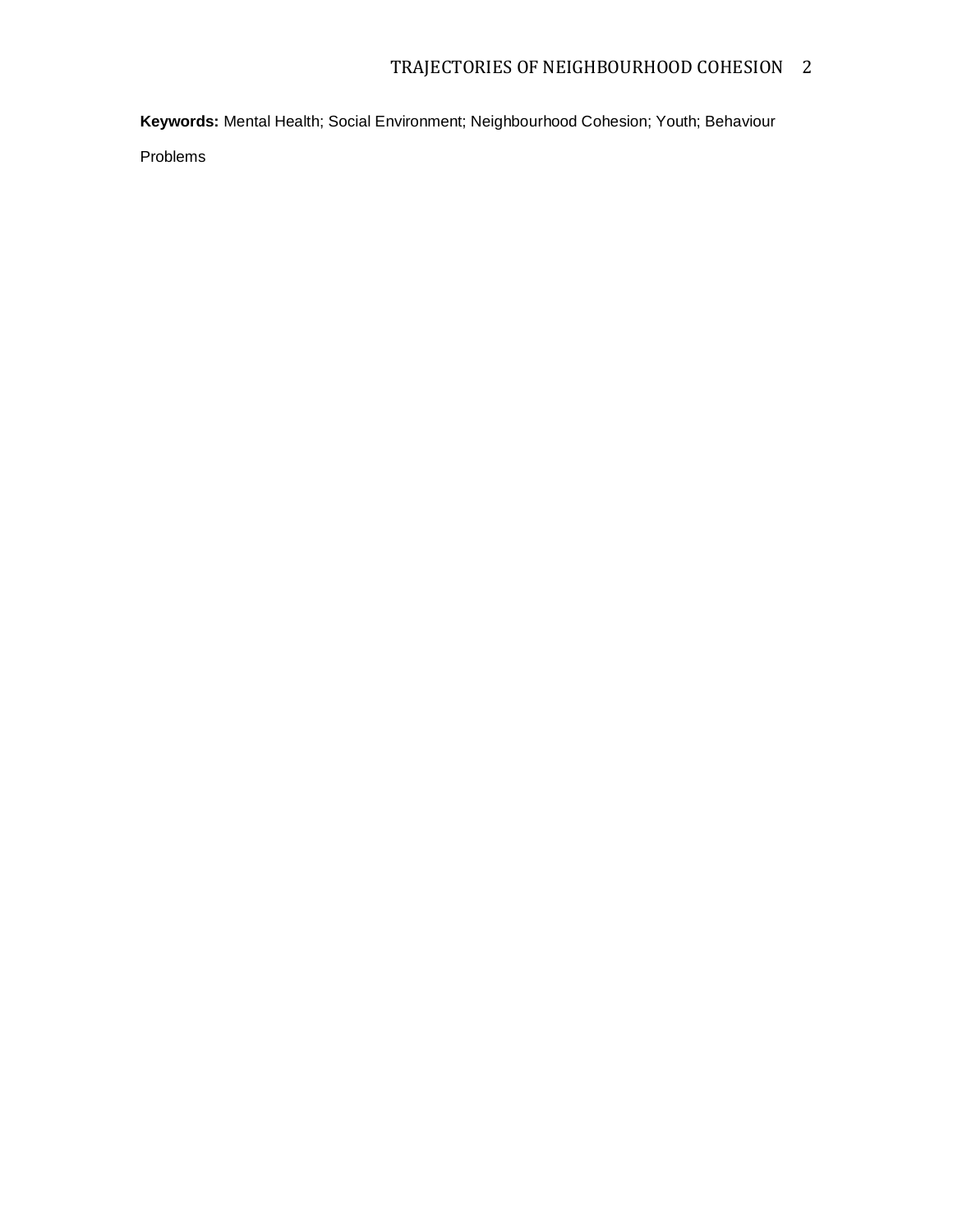**Keywords:** Mental Health; Social Environment; Neighbourhood Cohesion; Youth; Behaviour Problems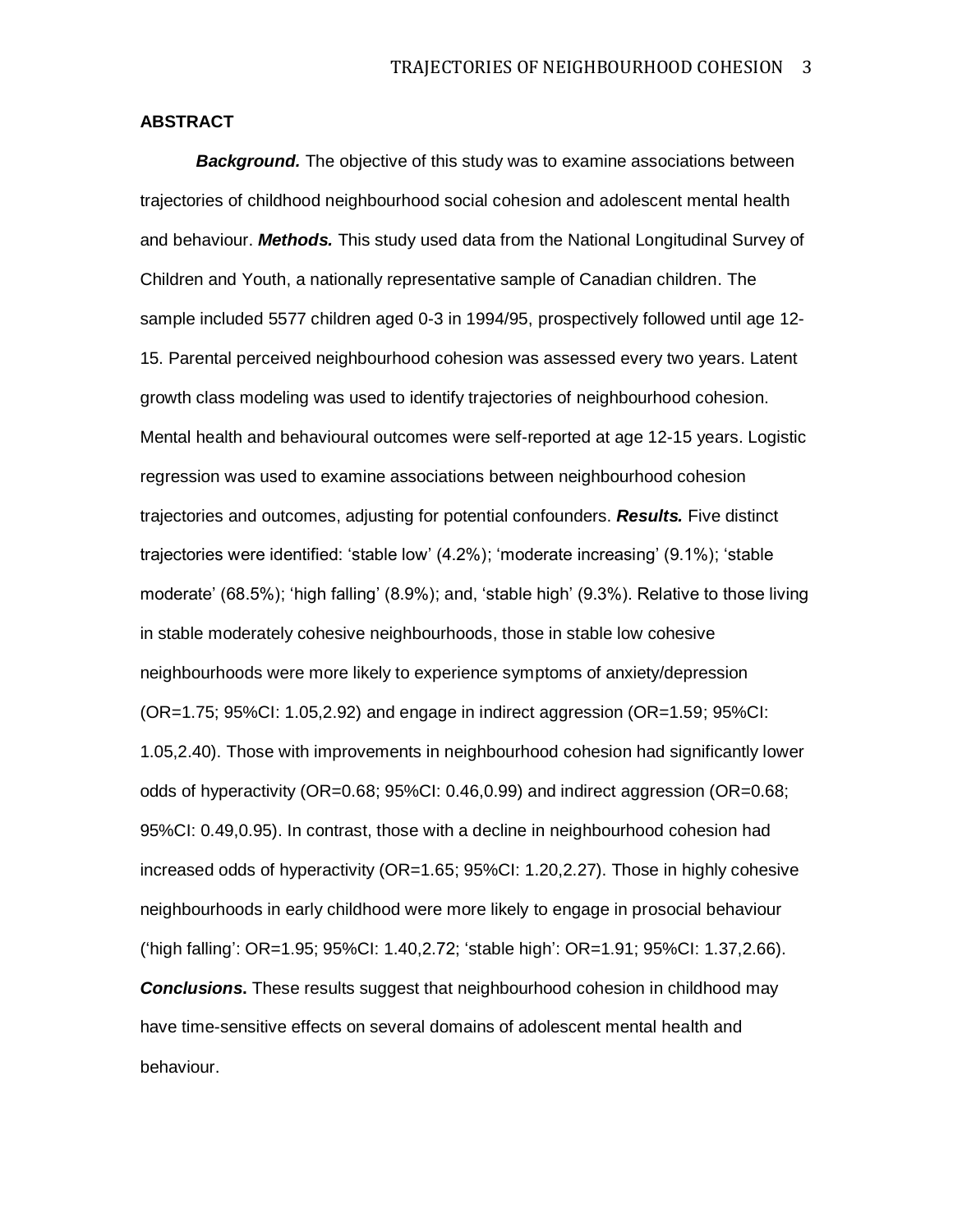## ABSTRACT

***Background.*** The objective of this study was to examine associations between trajectories of childhood neighbourhood social cohesion and adolescent mental health and behaviour. ***Methods.*** This study used data from the National Longitudinal Survey of Children and Youth, a nationally representative sample of Canadian children. The sample included 5577 children aged 0-3 in 1994/95, prospectively followed until age 12-15. Parental perceived neighbourhood cohesion was assessed every two years. Latent growth class modeling was used to identify trajectories of neighbourhood cohesion. Mental health and behavioural outcomes were self-reported at age 12-15 years. Logistic regression was used to examine associations between neighbourhood cohesion trajectories and outcomes, adjusting for potential confounders. ***Results.*** Five distinct trajectories were identified: 'stable low' (4.2%); 'moderate increasing' (9.1%); 'stable moderate' (68.5%); 'high falling' (8.9%); and, 'stable high' (9.3%). Relative to those living in stable moderately cohesive neighbourhoods, those in stable low cohesive neighbourhoods were more likely to experience symptoms of anxiety/depression (OR=1.75; 95%CI: 1.05,2.92) and engage in indirect aggression (OR=1.59; 95%CI: 1.05,2.40). Those with improvements in neighbourhood cohesion had significantly lower odds of hyperactivity (OR=0.68; 95%CI: 0.46,0.99) and indirect aggression (OR=0.68; 95%CI: 0.49,0.95). In contrast, those with a decline in neighbourhood cohesion had increased odds of hyperactivity (OR=1.65; 95%CI: 1.20,2.27). Those in highly cohesive neighbourhoods in early childhood were more likely to engage in prosocial behaviour ('high falling': OR=1.95; 95%CI: 1.40,2.72; 'stable high': OR=1.91; 95%CI: 1.37,2.66). ***Conclusions*.** These results suggest that neighbourhood cohesion in childhood may have time-sensitive effects on several domains of adolescent mental health and behaviour.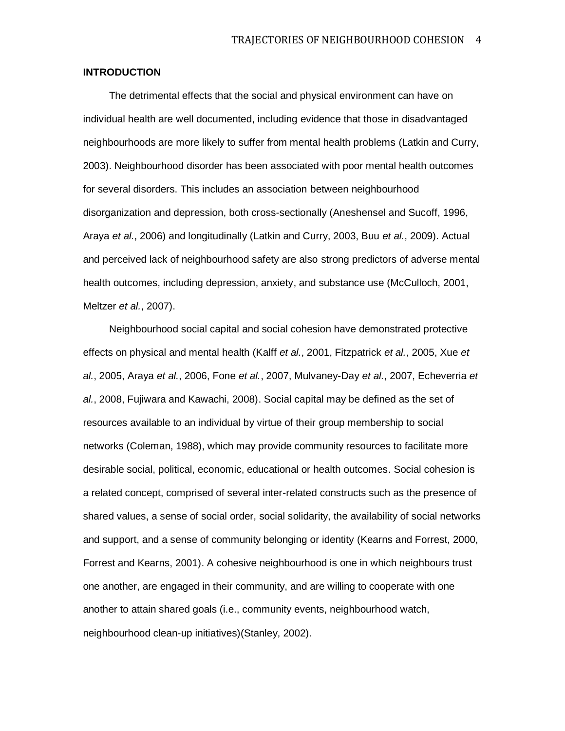**INTRODUCTION**

The detrimental effects that the social and physical environment can have on individual health are well documented, including evidence that those in disadvantaged neighbourhoods are more likely to suffer from mental health problems (Latkin and Curry, 2003). Neighbourhood disorder has been associated with poor mental health outcomes for several disorders. This includes an association between neighbourhood disorganization and depression, both cross-sectionally (Aneshensel and Sucoff, 1996, Araya *et al.*, 2006) and longitudinally (Latkin and Curry, 2003, Buu *et al.*, 2009). Actual and perceived lack of neighbourhood safety are also strong predictors of adverse mental health outcomes, including depression, anxiety, and substance use (McCulloch, 2001, Meltzer *et al.*, 2007).

Neighbourhood social capital and social cohesion have demonstrated protective effects on physical and mental health (Kalff *et al.*, 2001, Fitzpatrick *et al.*, 2005, Xue *et al.*, 2005, Araya *et al.*, 2006, Fone *et al.*, 2007, Mulvaney-Day *et al.*, 2007, Echeverria *et al.*, 2008, Fujiwara and Kawachi, 2008). Social capital may be defined as the set of resources available to an individual by virtue of their group membership to social networks (Coleman, 1988), which may provide community resources to facilitate more desirable social, political, economic, educational or health outcomes. Social cohesion is a related concept, comprised of several inter-related constructs such as the presence of shared values, a sense of social order, social solidarity, the availability of social networks and support, and a sense of community belonging or identity (Kearns and Forrest, 2000, Forrest and Kearns, 2001). A cohesive neighbourhood is one in which neighbours trust one another, are engaged in their community, and are willing to cooperate with one another to attain shared goals (i.e., community events, neighbourhood watch, neighbourhood clean-up initiatives)(Stanley, 2002).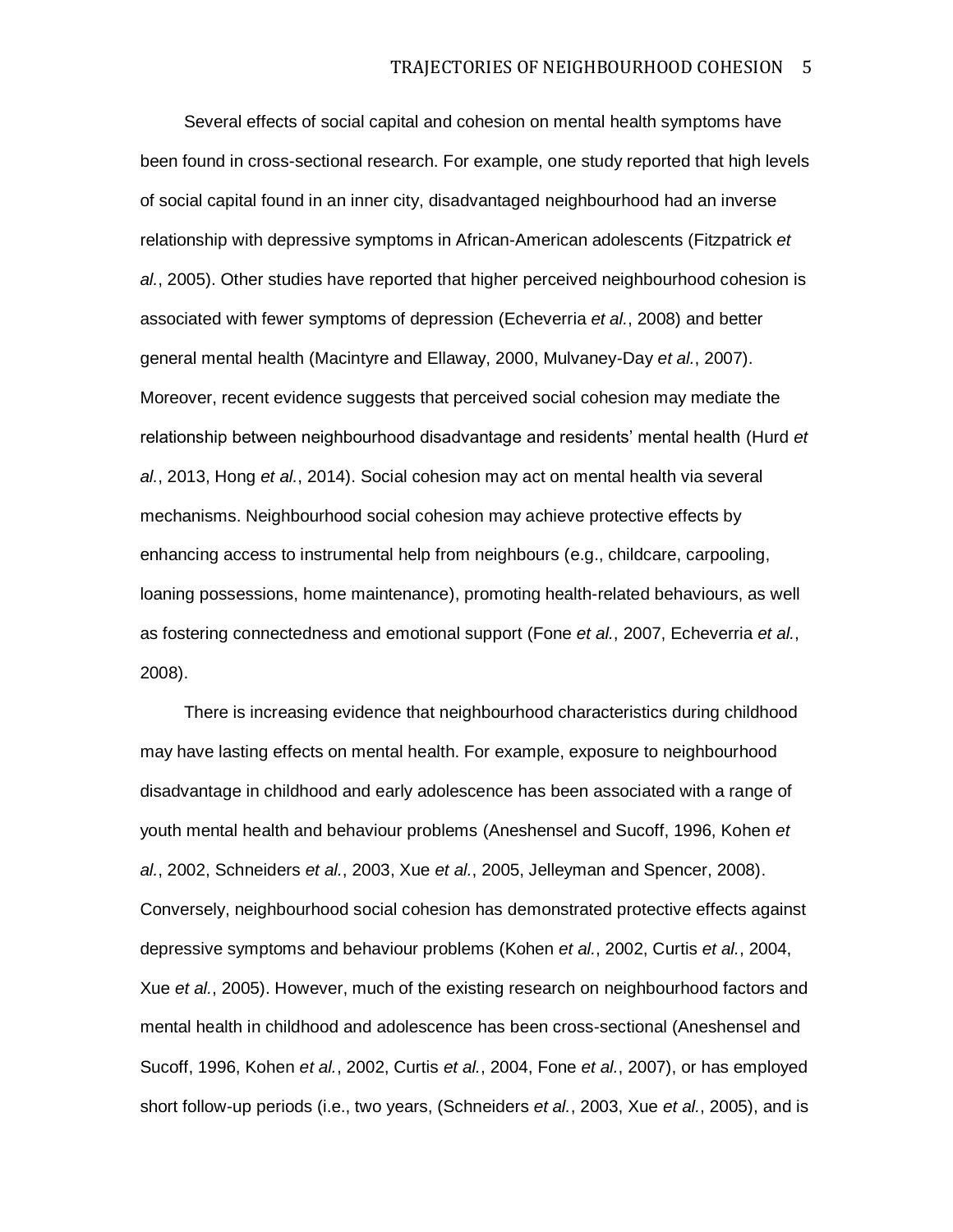Several effects of social capital and cohesion on mental health symptoms have been found in cross-sectional research. For example, one study reported that high levels of social capital found in an inner city, disadvantaged neighbourhood had an inverse relationship with depressive symptoms in African-American adolescents (Fitzpatrick *et al.*, 2005). Other studies have reported that higher perceived neighbourhood cohesion is associated with fewer symptoms of depression (Echeverria *et al.*, 2008) and better general mental health (Macintyre and Ellaway, 2000, Mulvaney-Day *et al.*, 2007). Moreover, recent evidence suggests that perceived social cohesion may mediate the relationship between neighbourhood disadvantage and residents' mental health (Hurd *et al.*, 2013, Hong *et al.*, 2014). Social cohesion may act on mental health via several mechanisms. Neighbourhood social cohesion may achieve protective effects by enhancing access to instrumental help from neighbours (e.g., childcare, carpooling, loaning possessions, home maintenance), promoting health-related behaviours, as well as fostering connectedness and emotional support (Fone *et al.*, 2007, Echeverria *et al.*, 2008).

There is increasing evidence that neighbourhood characteristics during childhood may have lasting effects on mental health. For example, exposure to neighbourhood disadvantage in childhood and early adolescence has been associated with a range of youth mental health and behaviour problems (Aneshensel and Sucoff, 1996, Kohen *et al.*, 2002, Schneiders *et al.*, 2003, Xue *et al.*, 2005, Jelleyman and Spencer, 2008). Conversely, neighbourhood social cohesion has demonstrated protective effects against depressive symptoms and behaviour problems (Kohen *et al.*, 2002, Curtis *et al.*, 2004, Xue *et al.*, 2005). However, much of the existing research on neighbourhood factors and mental health in childhood and adolescence has been cross-sectional (Aneshensel and Sucoff, 1996, Kohen *et al.*, 2002, Curtis *et al.*, 2004, Fone *et al.*, 2007), or has employed short follow-up periods (i.e., two years, (Schneiders *et al.*, 2003, Xue *et al.*, 2005), and is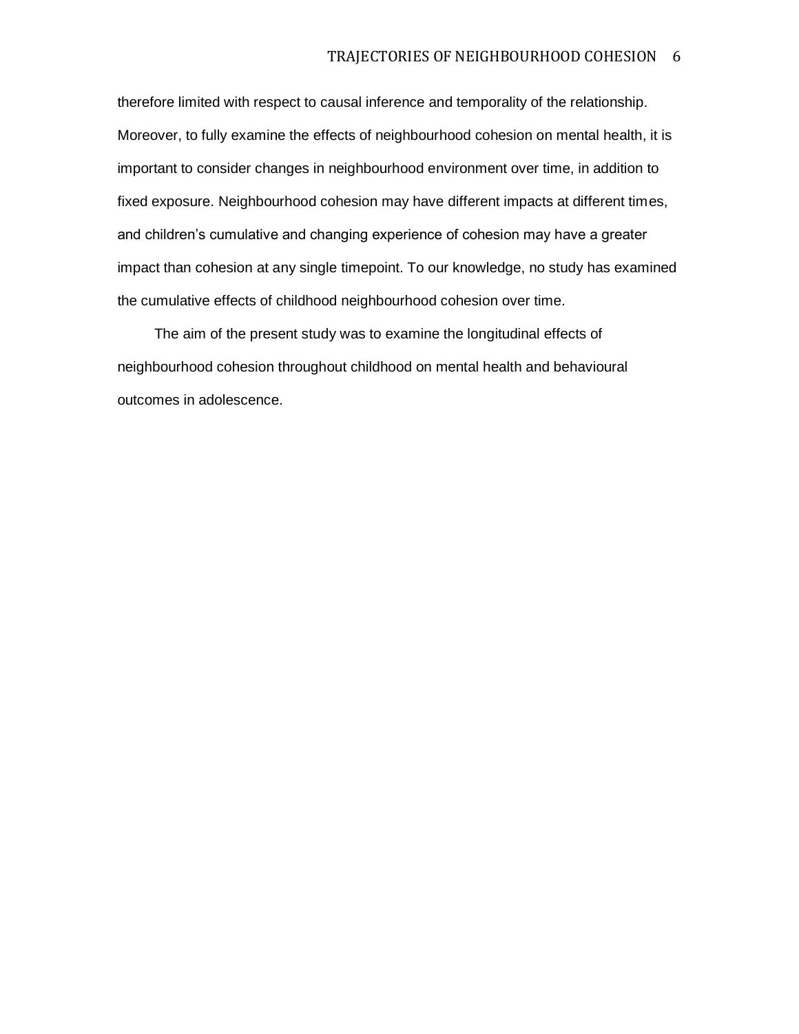therefore limited with respect to causal inference and temporality of the relationship. Moreover, to fully examine the effects of neighbourhood cohesion on mental health, it is important to consider changes in neighbourhood environment over time, in addition to fixed exposure. Neighbourhood cohesion may have different impacts at different times, and children's cumulative and changing experience of cohesion may have a greater impact than cohesion at any single timepoint. To our knowledge, no study has examined the cumulative effects of childhood neighbourhood cohesion over time.

The aim of the present study was to examine the longitudinal effects of neighbourhood cohesion throughout childhood on mental health and behavioural outcomes in adolescence.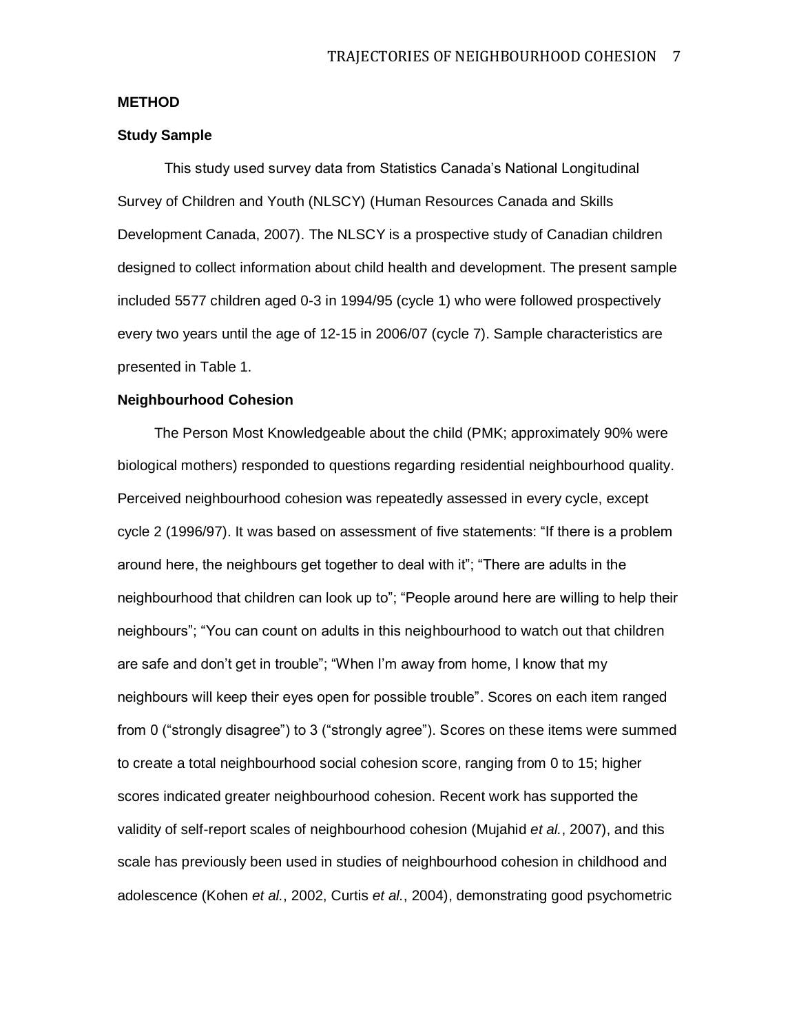## METHOD

### Study Sample

This study used survey data from Statistics Canada's National Longitudinal Survey of Children and Youth (NLSCY) (Human Resources Canada and Skills Development Canada, 2007). The NLSCY is a prospective study of Canadian children designed to collect information about child health and development. The present sample included 5577 children aged 0-3 in 1994/95 (cycle 1) who were followed prospectively every two years until the age of 12-15 in 2006/07 (cycle 7). Sample characteristics are presented in Table 1.

### Neighbourhood Cohesion

The Person Most Knowledgeable about the child (PMK; approximately 90% were biological mothers) responded to questions regarding residential neighbourhood quality. Perceived neighbourhood cohesion was repeatedly assessed in every cycle, except cycle 2 (1996/97). It was based on assessment of five statements: "If there is a problem around here, the neighbours get together to deal with it"; "There are adults in the neighbourhood that children can look up to"; "People around here are willing to help their neighbours"; "You can count on adults in this neighbourhood to watch out that children are safe and don't get in trouble"; "When I'm away from home, I know that my neighbours will keep their eyes open for possible trouble". Scores on each item ranged from 0 ("strongly disagree") to 3 ("strongly agree"). Scores on these items were summed to create a total neighbourhood social cohesion score, ranging from 0 to 15; higher scores indicated greater neighbourhood cohesion. Recent work has supported the validity of self-report scales of neighbourhood cohesion (Mujahid *et al.*, 2007), and this scale has previously been used in studies of neighbourhood cohesion in childhood and adolescence (Kohen *et al.*, 2002, Curtis *et al.*, 2004), demonstrating good psychometric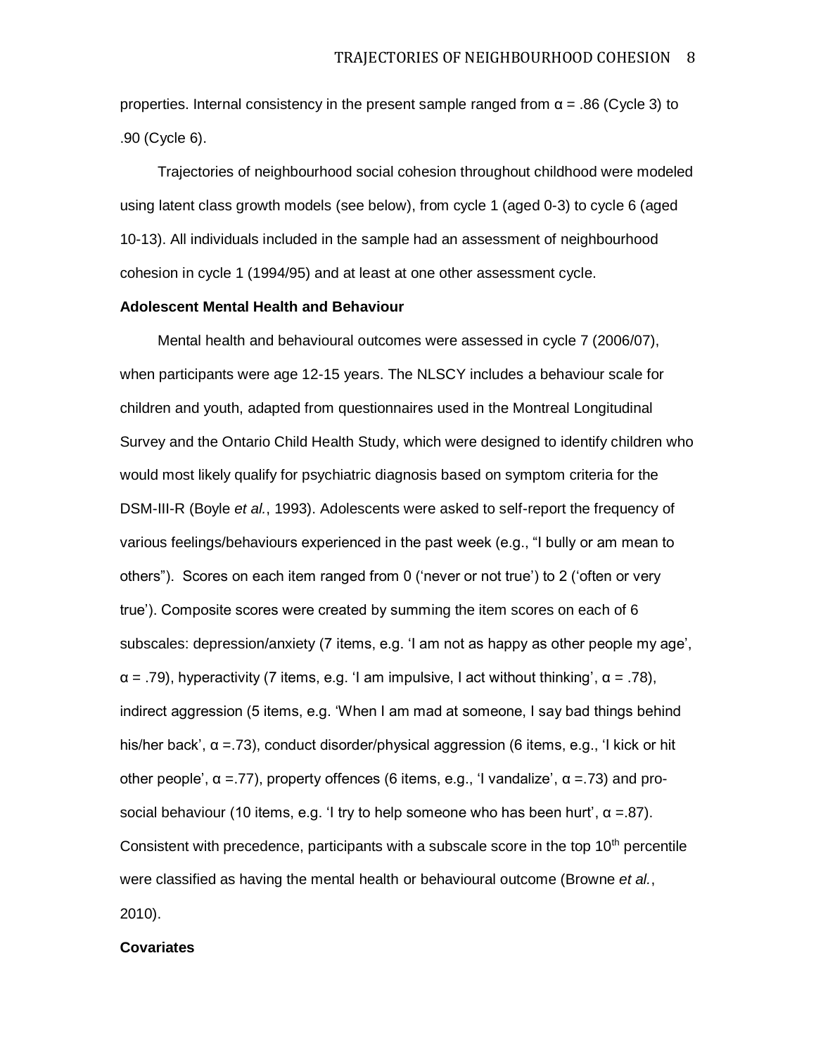properties. Internal consistency in the present sample ranged from $\alpha = .86$ (Cycle 3) to .90 (Cycle 6).

Trajectories of neighbourhood social cohesion throughout childhood were modeled using latent class growth models (see below), from cycle 1 (aged 0-3) to cycle 6 (aged 10-13). All individuals included in the sample had an assessment of neighbourhood cohesion in cycle 1 (1994/95) and at least at one other assessment cycle.

**Adolescent Mental Health and Behaviour**

Mental health and behavioural outcomes were assessed in cycle 7 (2006/07), when participants were age 12-15 years. The NLSCY includes a behaviour scale for children and youth, adapted from questionnaires used in the Montreal Longitudinal Survey and the Ontario Child Health Study, which were designed to identify children who would most likely qualify for psychiatric diagnosis based on symptom criteria for the DSM-III-R (Boyle *et al.*, 1993). Adolescents were asked to self-report the frequency of various feelings/behaviours experienced in the past week (e.g., "I bully or am mean to others"). Scores on each item ranged from 0 ('never or not true') to 2 ('often or very true'). Composite scores were created by summing the item scores on each of 6 subscales: depression/anxiety (7 items, e.g. 'I am not as happy as other people my age', $\alpha = .79$), hyperactivity (7 items, e.g. 'I am impulsive, I act without thinking', $\alpha = .78$), indirect aggression (5 items, e.g. 'When I am mad at someone, I say bad things behind his/her back', $\alpha = .73$), conduct disorder/physical aggression (6 items, e.g., 'I kick or hit other people', $\alpha = .77$), property offences (6 items, e.g., 'I vandalize', $\alpha = .73$) and pro-social behaviour (10 items, e.g. 'I try to help someone who has been hurt', $\alpha = .87$). Consistent with precedence, participants with a subscale score in the top $10^{th}$ percentile were classified as having the mental health or behavioural outcome (Browne *et al.*, 2010).

**Covariates**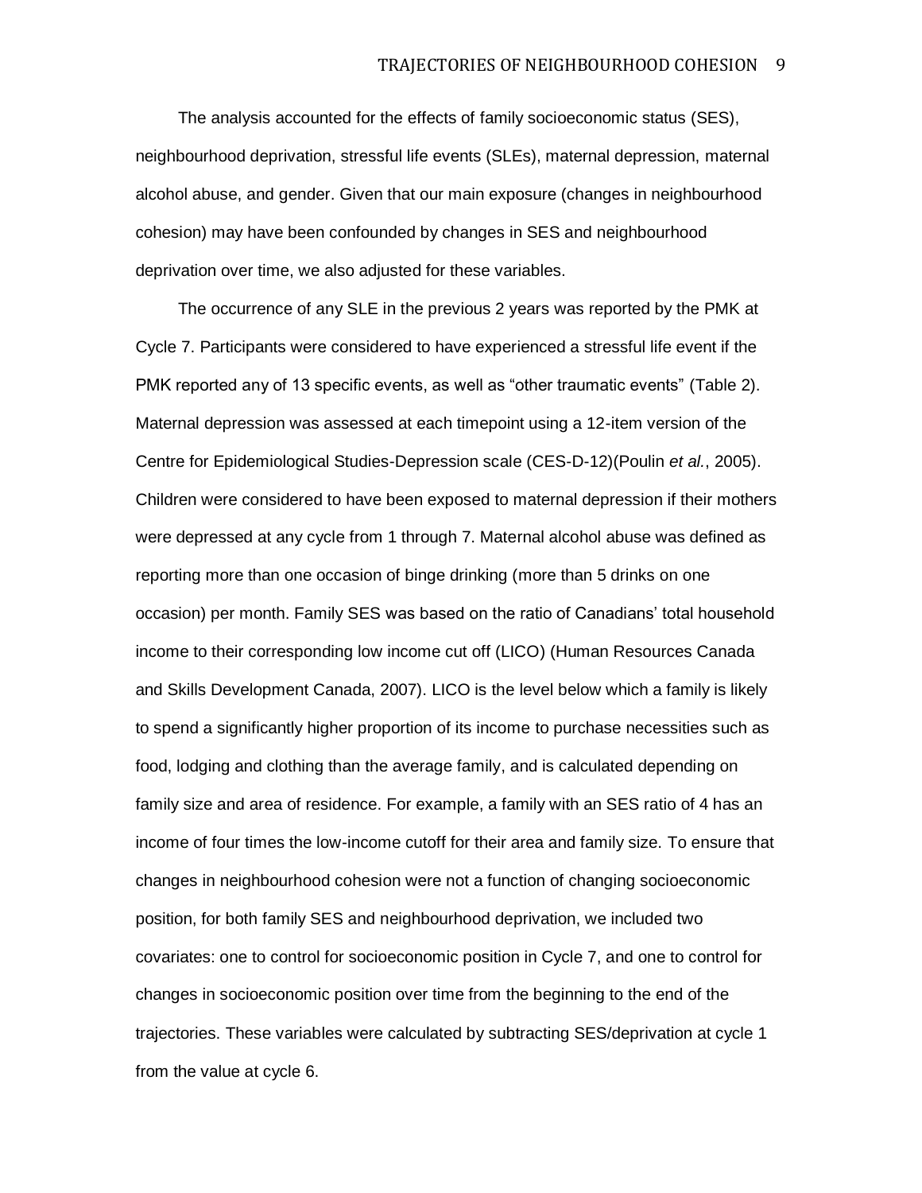The analysis accounted for the effects of family socioeconomic status (SES), neighbourhood deprivation, stressful life events (SLEs), maternal depression, maternal alcohol abuse, and gender. Given that our main exposure (changes in neighbourhood cohesion) may have been confounded by changes in SES and neighbourhood deprivation over time, we also adjusted for these variables.

The occurrence of any SLE in the previous 2 years was reported by the PMK at Cycle 7. Participants were considered to have experienced a stressful life event if the PMK reported any of 13 specific events, as well as "other traumatic events" (Table 2). Maternal depression was assessed at each timepoint using a 12-item version of the Centre for Epidemiological Studies-Depression scale (CES-D-12)(Poulin *et al.*, 2005). Children were considered to have been exposed to maternal depression if their mothers were depressed at any cycle from 1 through 7. Maternal alcohol abuse was defined as reporting more than one occasion of binge drinking (more than 5 drinks on one occasion) per month. Family SES was based on the ratio of Canadians' total household income to their corresponding low income cut off (LICO) (Human Resources Canada and Skills Development Canada, 2007). LICO is the level below which a family is likely to spend a significantly higher proportion of its income to purchase necessities such as food, lodging and clothing than the average family, and is calculated depending on family size and area of residence. For example, a family with an SES ratio of 4 has an income of four times the low-income cutoff for their area and family size. To ensure that changes in neighbourhood cohesion were not a function of changing socioeconomic position, for both family SES and neighbourhood deprivation, we included two covariates: one to control for socioeconomic position in Cycle 7, and one to control for changes in socioeconomic position over time from the beginning to the end of the trajectories. These variables were calculated by subtracting SES/deprivation at cycle 1 from the value at cycle 6.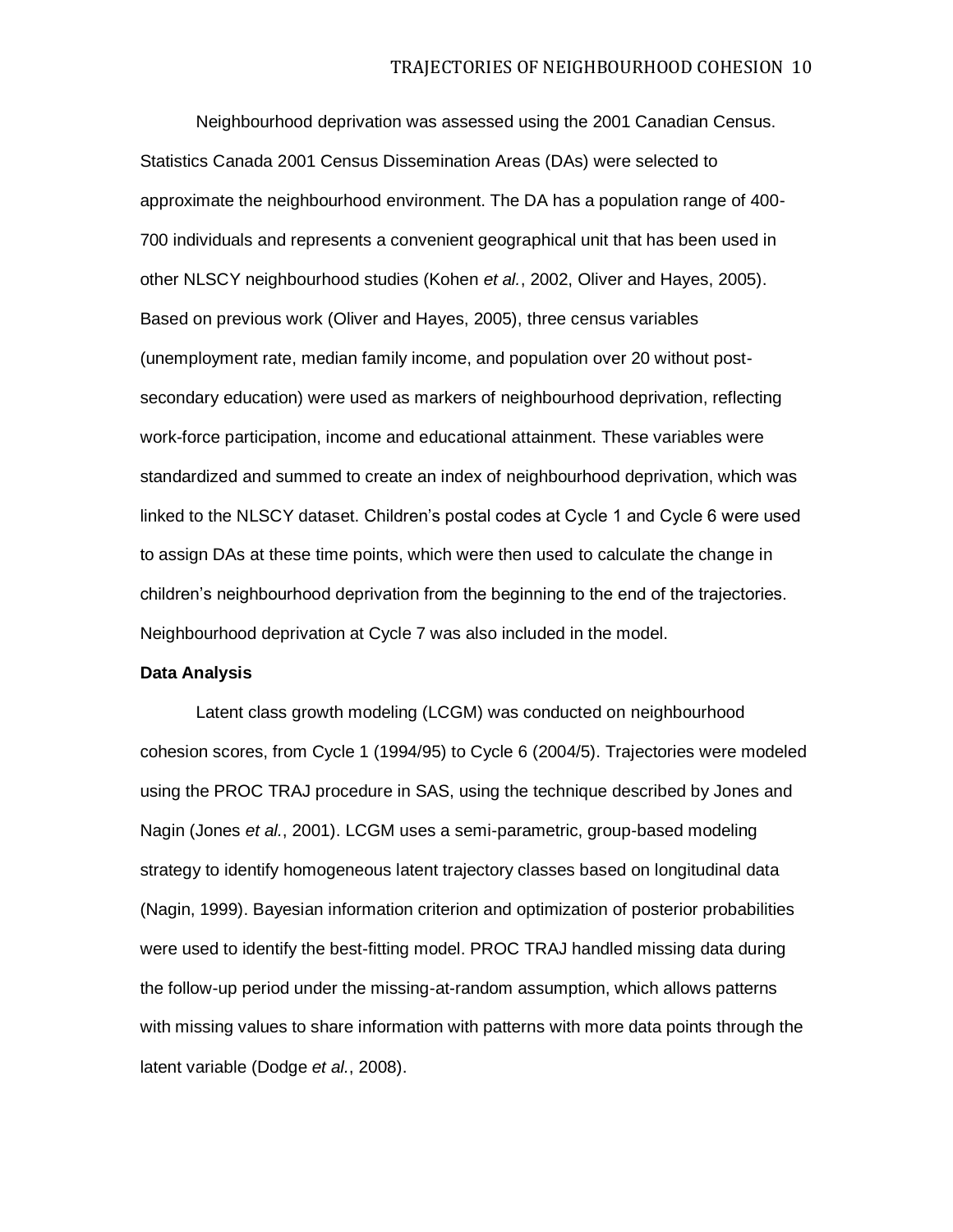Neighbourhood deprivation was assessed using the 2001 Canadian Census. Statistics Canada 2001 Census Dissemination Areas (DAs) were selected to approximate the neighbourhood environment. The DA has a population range of 400-700 individuals and represents a convenient geographical unit that has been used in other NLSCY neighbourhood studies (Kohen *et al.*, 2002, Oliver and Hayes, 2005). Based on previous work (Oliver and Hayes, 2005), three census variables (unemployment rate, median family income, and population over 20 without post-secondary education) were used as markers of neighbourhood deprivation, reflecting work-force participation, income and educational attainment. These variables were standardized and summed to create an index of neighbourhood deprivation, which was linked to the NLSCY dataset. Children's postal codes at Cycle 1 and Cycle 6 were used to assign DAs at these time points, which were then used to calculate the change in children's neighbourhood deprivation from the beginning to the end of the trajectories. Neighbourhood deprivation at Cycle 7 was also included in the model.

**Data Analysis**

Latent class growth modeling (LCGM) was conducted on neighbourhood cohesion scores, from Cycle 1 (1994/95) to Cycle 6 (2004/5). Trajectories were modeled using the PROC TRAJ procedure in SAS, using the technique described by Jones and Nagin (Jones *et al.*, 2001). LCGM uses a semi-parametric, group-based modeling strategy to identify homogeneous latent trajectory classes based on longitudinal data (Nagin, 1999). Bayesian information criterion and optimization of posterior probabilities were used to identify the best-fitting model. PROC TRAJ handled missing data during the follow-up period under the missing-at-random assumption, which allows patterns with missing values to share information with patterns with more data points through the latent variable (Dodge *et al.*, 2008).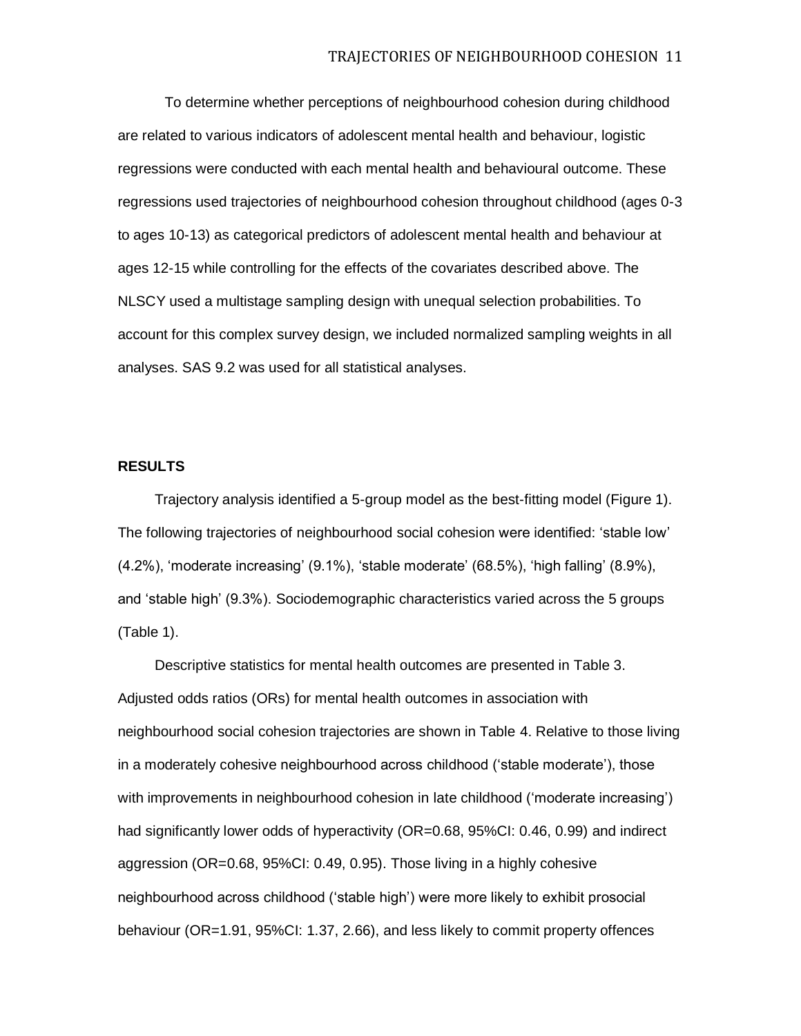To determine whether perceptions of neighbourhood cohesion during childhood are related to various indicators of adolescent mental health and behaviour, logistic regressions were conducted with each mental health and behavioural outcome. These regressions used trajectories of neighbourhood cohesion throughout childhood (ages 0-3 to ages 10-13) as categorical predictors of adolescent mental health and behaviour at ages 12-15 while controlling for the effects of the covariates described above. The NLSCY used a multistage sampling design with unequal selection probabilities. To account for this complex survey design, we included normalized sampling weights in all analyses. SAS 9.2 was used for all statistical analyses.

## RESULTS

Trajectory analysis identified a 5-group model as the best-fitting model (Figure 1). The following trajectories of neighbourhood social cohesion were identified: 'stable low' (4.2%), 'moderate increasing' (9.1%), 'stable moderate' (68.5%), 'high falling' (8.9%), and 'stable high' (9.3%). Sociodemographic characteristics varied across the 5 groups (Table 1).

Descriptive statistics for mental health outcomes are presented in Table 3. Adjusted odds ratios (ORs) for mental health outcomes in association with neighbourhood social cohesion trajectories are shown in Table 4. Relative to those living in a moderately cohesive neighbourhood across childhood ('stable moderate'), those with improvements in neighbourhood cohesion in late childhood ('moderate increasing') had significantly lower odds of hyperactivity (OR=0.68, 95%CI: 0.46, 0.99) and indirect aggression (OR=0.68, 95%CI: 0.49, 0.95). Those living in a highly cohesive neighbourhood across childhood ('stable high') were more likely to exhibit prosocial behaviour (OR=1.91, 95%CI: 1.37, 2.66), and less likely to commit property offences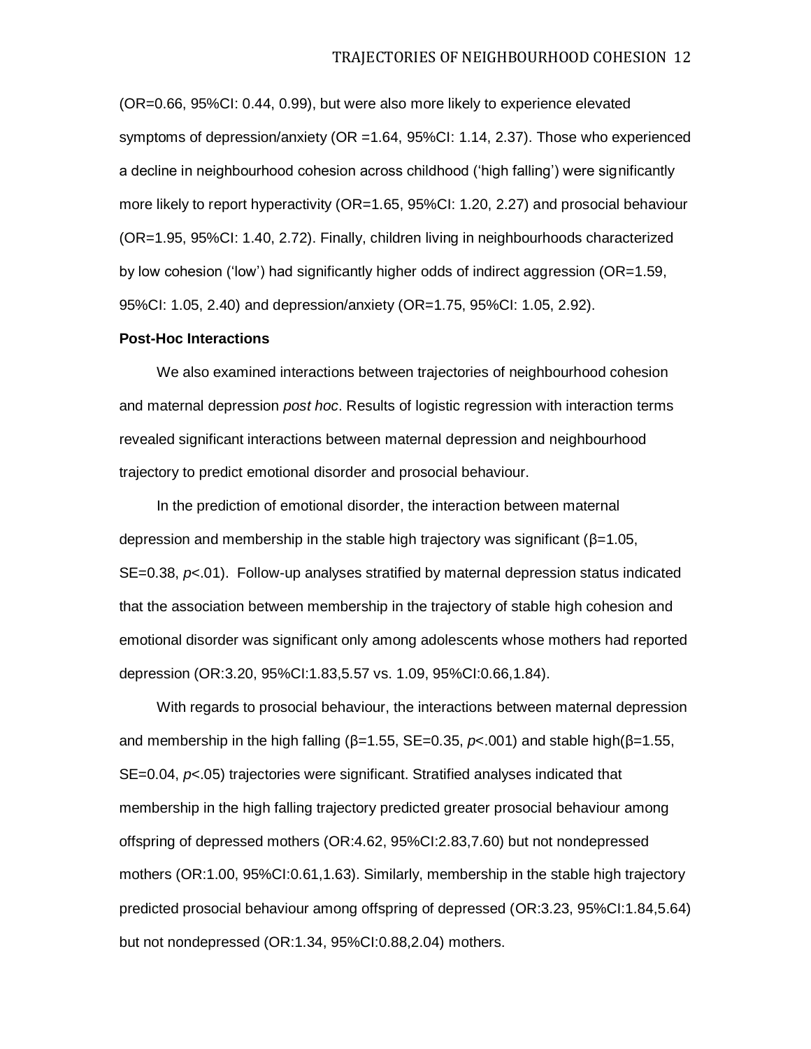(OR=0.66, 95%CI: 0.44, 0.99), but were also more likely to experience elevated symptoms of depression/anxiety (OR =1.64, 95%CI: 1.14, 2.37). Those who experienced a decline in neighbourhood cohesion across childhood ('high falling') were significantly more likely to report hyperactivity (OR=1.65, 95%CI: 1.20, 2.27) and prosocial behaviour (OR=1.95, 95%CI: 1.40, 2.72). Finally, children living in neighbourhoods characterized by low cohesion ('low') had significantly higher odds of indirect aggression (OR=1.59, 95%CI: 1.05, 2.40) and depression/anxiety (OR=1.75, 95%CI: 1.05, 2.92).

**Post-Hoc Interactions**

We also examined interactions between trajectories of neighbourhood cohesion and maternal depression *post hoc*. Results of logistic regression with interaction terms revealed significant interactions between maternal depression and neighbourhood trajectory to predict emotional disorder and prosocial behaviour.

In the prediction of emotional disorder, the interaction between maternal depression and membership in the stable high trajectory was significant ($\beta$=1.05, SE=0.38, *p*<.01). Follow-up analyses stratified by maternal depression status indicated that the association between membership in the trajectory of stable high cohesion and emotional disorder was significant only among adolescents whose mothers had reported depression (OR:3.20, 95%CI:1.83,5.57 vs. 1.09, 95%CI:0.66,1.84).

With regards to prosocial behaviour, the interactions between maternal depression and membership in the high falling ($\beta$=1.55, SE=0.35, *p*<.001) and stable high($\beta$=1.55, SE=0.04, *p*<.05) trajectories were significant. Stratified analyses indicated that membership in the high falling trajectory predicted greater prosocial behaviour among offspring of depressed mothers (OR:4.62, 95%CI:2.83,7.60) but not nondepressed mothers (OR:1.00, 95%CI:0.61,1.63). Similarly, membership in the stable high trajectory predicted prosocial behaviour among offspring of depressed (OR:3.23, 95%CI:1.84,5.64) but not nondepressed (OR:1.34, 95%CI:0.88,2.04) mothers.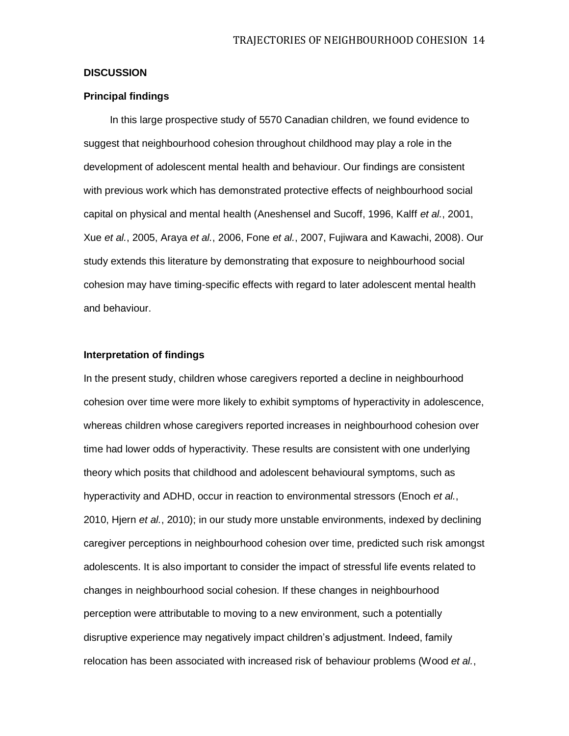## DISCUSSION

### Principal findings

In this large prospective study of 5570 Canadian children, we found evidence to suggest that neighbourhood cohesion throughout childhood may play a role in the development of adolescent mental health and behaviour. Our findings are consistent with previous work which has demonstrated protective effects of neighbourhood social capital on physical and mental health (Aneshensel and Sucoff, 1996, Kalff *et al.*, 2001, Xue *et al.*, 2005, Araya *et al.*, 2006, Fone *et al.*, 2007, Fujiwara and Kawachi, 2008). Our study extends this literature by demonstrating that exposure to neighbourhood social cohesion may have timing-specific effects with regard to later adolescent mental health and behaviour.

### Interpretation of findings

In the present study, children whose caregivers reported a decline in neighbourhood cohesion over time were more likely to exhibit symptoms of hyperactivity in adolescence, whereas children whose caregivers reported increases in neighbourhood cohesion over time had lower odds of hyperactivity. These results are consistent with one underlying theory which posits that childhood and adolescent behavioural symptoms, such as hyperactivity and ADHD, occur in reaction to environmental stressors (Enoch *et al.*, 2010, Hjern *et al.*, 2010); in our study more unstable environments, indexed by declining caregiver perceptions in neighbourhood cohesion over time, predicted such risk amongst adolescents. It is also important to consider the impact of stressful life events related to changes in neighbourhood social cohesion. If these changes in neighbourhood perception were attributable to moving to a new environment, such a potentially disruptive experience may negatively impact children's adjustment. Indeed, family relocation has been associated with increased risk of behaviour problems (Wood *et al.*,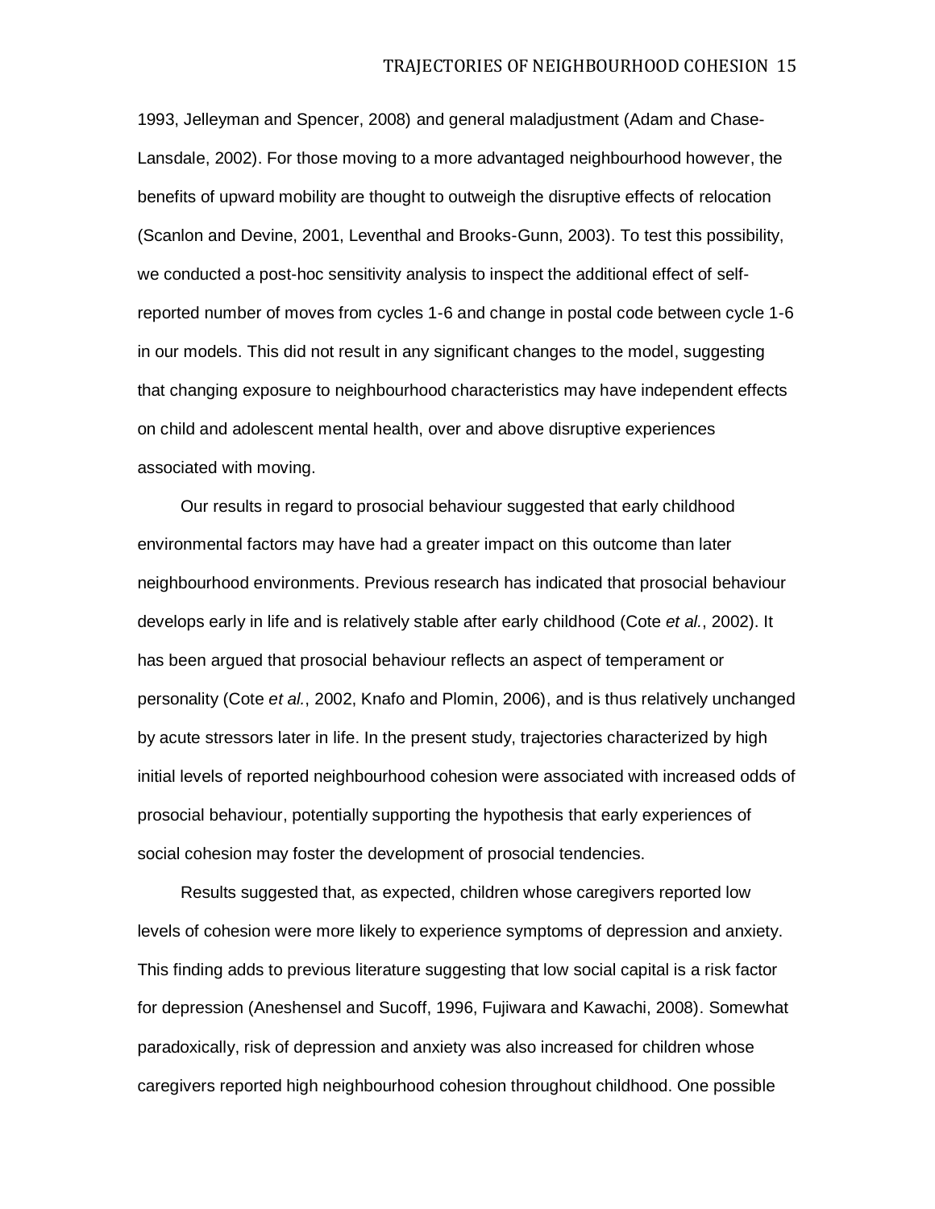1993, Jelleyman and Spencer, 2008) and general maladjustment (Adam and Chase-Lansdale, 2002). For those moving to a more advantaged neighbourhood however, the benefits of upward mobility are thought to outweigh the disruptive effects of relocation (Scanlon and Devine, 2001, Leventhal and Brooks-Gunn, 2003). To test this possibility, we conducted a post-hoc sensitivity analysis to inspect the additional effect of self-reported number of moves from cycles 1-6 and change in postal code between cycle 1-6 in our models. This did not result in any significant changes to the model, suggesting that changing exposure to neighbourhood characteristics may have independent effects on child and adolescent mental health, over and above disruptive experiences associated with moving.

Our results in regard to prosocial behaviour suggested that early childhood environmental factors may have had a greater impact on this outcome than later neighbourhood environments. Previous research has indicated that prosocial behaviour develops early in life and is relatively stable after early childhood (Cote *et al.*, 2002). It has been argued that prosocial behaviour reflects an aspect of temperament or personality (Cote *et al.*, 2002, Knafo and Plomin, 2006), and is thus relatively unchanged by acute stressors later in life. In the present study, trajectories characterized by high initial levels of reported neighbourhood cohesion were associated with increased odds of prosocial behaviour, potentially supporting the hypothesis that early experiences of social cohesion may foster the development of prosocial tendencies.

Results suggested that, as expected, children whose caregivers reported low levels of cohesion were more likely to experience symptoms of depression and anxiety. This finding adds to previous literature suggesting that low social capital is a risk factor for depression (Aneshensel and Sucoff, 1996, Fujiwara and Kawachi, 2008). Somewhat paradoxically, risk of depression and anxiety was also increased for children whose caregivers reported high neighbourhood cohesion throughout childhood. One possible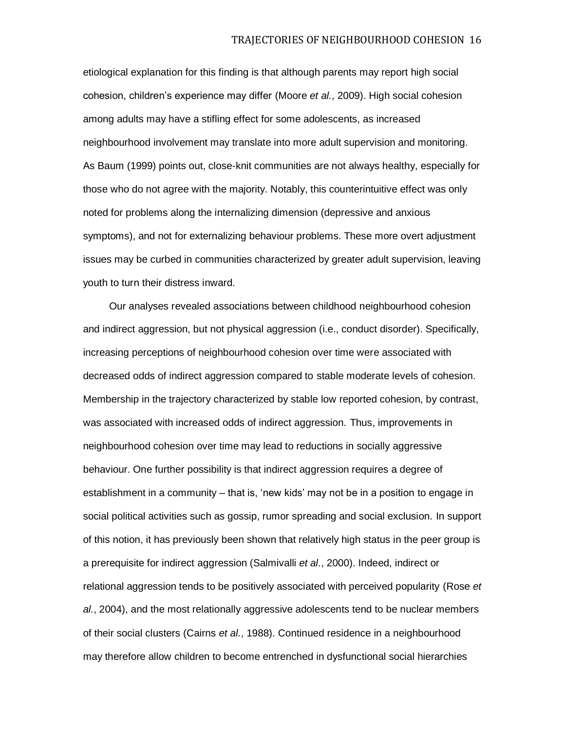etiological explanation for this finding is that although parents may report high social cohesion, children's experience may differ (Moore *et al.*, 2009). High social cohesion among adults may have a stifling effect for some adolescents, as increased neighbourhood involvement may translate into more adult supervision and monitoring. As Baum (1999) points out, close-knit communities are not always healthy, especially for those who do not agree with the majority. Notably, this counterintuitive effect was only noted for problems along the internalizing dimension (depressive and anxious symptoms), and not for externalizing behaviour problems. These more overt adjustment issues may be curbed in communities characterized by greater adult supervision, leaving youth to turn their distress inward.

Our analyses revealed associations between childhood neighbourhood cohesion and indirect aggression, but not physical aggression (i.e., conduct disorder). Specifically, increasing perceptions of neighbourhood cohesion over time were associated with decreased odds of indirect aggression compared to stable moderate levels of cohesion. Membership in the trajectory characterized by stable low reported cohesion, by contrast, was associated with increased odds of indirect aggression. Thus, improvements in neighbourhood cohesion over time may lead to reductions in socially aggressive behaviour. One further possibility is that indirect aggression requires a degree of establishment in a community – that is, 'new kids' may not be in a position to engage in social political activities such as gossip, rumor spreading and social exclusion. In support of this notion, it has previously been shown that relatively high status in the peer group is a prerequisite for indirect aggression (Salmivalli *et al.*, 2000). Indeed, indirect or relational aggression tends to be positively associated with perceived popularity (Rose *et al.*, 2004), and the most relationally aggressive adolescents tend to be nuclear members of their social clusters (Cairns *et al.*, 1988). Continued residence in a neighbourhood may therefore allow children to become entrenched in dysfunctional social hierarchies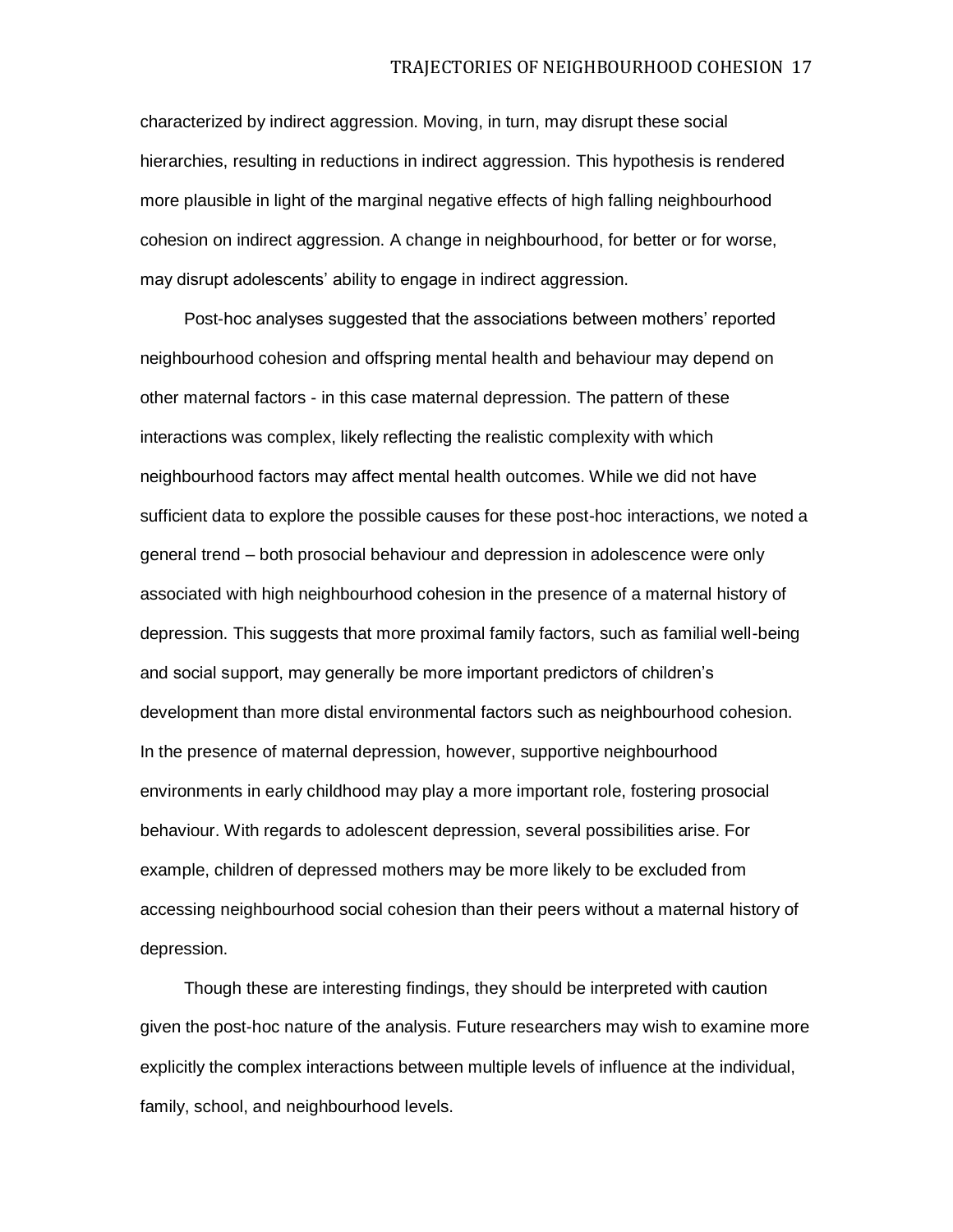characterized by indirect aggression. Moving, in turn, may disrupt these social hierarchies, resulting in reductions in indirect aggression. This hypothesis is rendered more plausible in light of the marginal negative effects of high falling neighbourhood cohesion on indirect aggression. A change in neighbourhood, for better or for worse, may disrupt adolescents' ability to engage in indirect aggression.

Post-hoc analyses suggested that the associations between mothers' reported neighbourhood cohesion and offspring mental health and behaviour may depend on other maternal factors - in this case maternal depression. The pattern of these interactions was complex, likely reflecting the realistic complexity with which neighbourhood factors may affect mental health outcomes. While we did not have sufficient data to explore the possible causes for these post-hoc interactions, we noted a general trend – both prosocial behaviour and depression in adolescence were only associated with high neighbourhood cohesion in the presence of a maternal history of depression. This suggests that more proximal family factors, such as familial well-being and social support, may generally be more important predictors of children's development than more distal environmental factors such as neighbourhood cohesion. In the presence of maternal depression, however, supportive neighbourhood environments in early childhood may play a more important role, fostering prosocial behaviour. With regards to adolescent depression, several possibilities arise. For example, children of depressed mothers may be more likely to be excluded from accessing neighbourhood social cohesion than their peers without a maternal history of depression.

Though these are interesting findings, they should be interpreted with caution given the post-hoc nature of the analysis. Future researchers may wish to examine more explicitly the complex interactions between multiple levels of influence at the individual, family, school, and neighbourhood levels.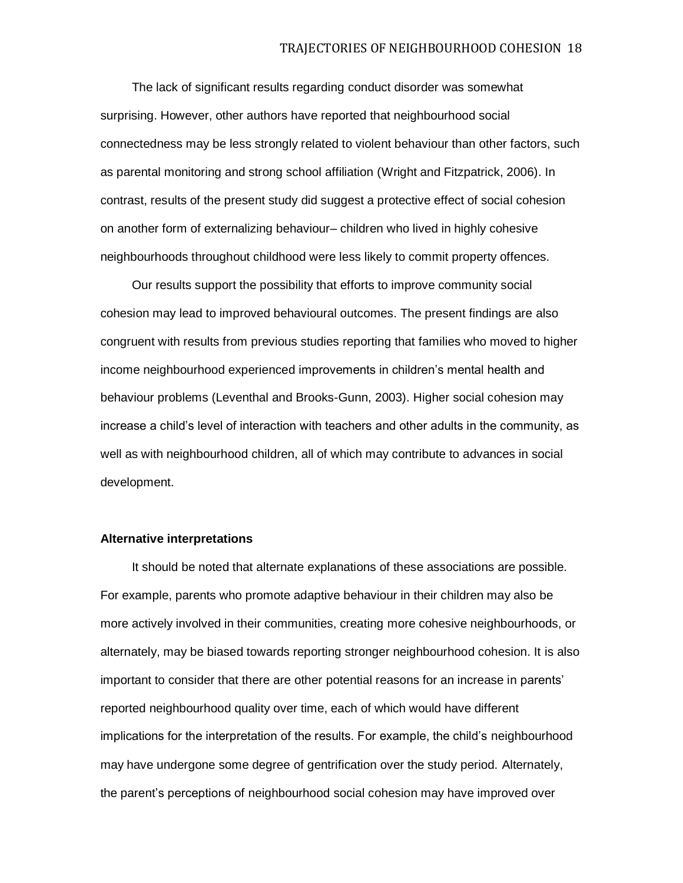The lack of significant results regarding conduct disorder was somewhat surprising. However, other authors have reported that neighbourhood social connectedness may be less strongly related to violent behaviour than other factors, such as parental monitoring and strong school affiliation (Wright and Fitzpatrick, 2006). In contrast, results of the present study did suggest a protective effect of social cohesion on another form of externalizing behaviour– children who lived in highly cohesive neighbourhoods throughout childhood were less likely to commit property offences.

Our results support the possibility that efforts to improve community social cohesion may lead to improved behavioural outcomes. The present findings are also congruent with results from previous studies reporting that families who moved to higher income neighbourhood experienced improvements in children's mental health and behaviour problems (Leventhal and Brooks-Gunn, 2003). Higher social cohesion may increase a child's level of interaction with teachers and other adults in the community, as well as with neighbourhood children, all of which may contribute to advances in social development.

**Alternative interpretations**

It should be noted that alternate explanations of these associations are possible. For example, parents who promote adaptive behaviour in their children may also be more actively involved in their communities, creating more cohesive neighbourhoods, or alternately, may be biased towards reporting stronger neighbourhood cohesion. It is also important to consider that there are other potential reasons for an increase in parents' reported neighbourhood quality over time, each of which would have different implications for the interpretation of the results. For example, the child's neighbourhood may have undergone some degree of gentrification over the study period. Alternately, the parent's perceptions of neighbourhood social cohesion may have improved over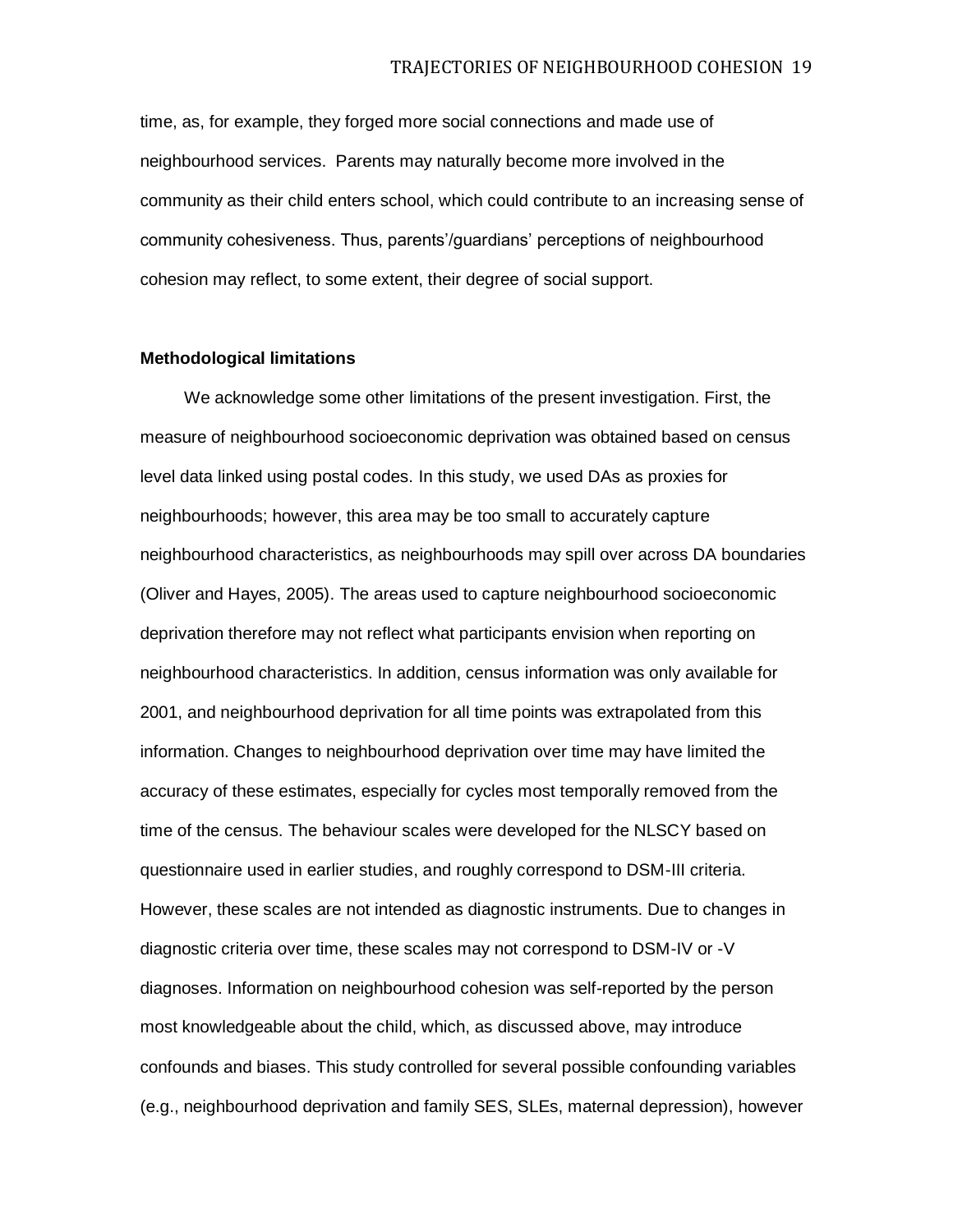time, as, for example, they forged more social connections and made use of neighbourhood services. Parents may naturally become more involved in the community as their child enters school, which could contribute to an increasing sense of community cohesiveness. Thus, parents'/guardians' perceptions of neighbourhood cohesion may reflect, to some extent, their degree of social support.

**Methodological limitations**

We acknowledge some other limitations of the present investigation. First, the measure of neighbourhood socioeconomic deprivation was obtained based on census level data linked using postal codes. In this study, we used DAs as proxies for neighbourhoods; however, this area may be too small to accurately capture neighbourhood characteristics, as neighbourhoods may spill over across DA boundaries (Oliver and Hayes, 2005). The areas used to capture neighbourhood socioeconomic deprivation therefore may not reflect what participants envision when reporting on neighbourhood characteristics. In addition, census information was only available for 2001, and neighbourhood deprivation for all time points was extrapolated from this information. Changes to neighbourhood deprivation over time may have limited the accuracy of these estimates, especially for cycles most temporally removed from the time of the census. The behaviour scales were developed for the NLSCY based on questionnaire used in earlier studies, and roughly correspond to DSM-III criteria. However, these scales are not intended as diagnostic instruments. Due to changes in diagnostic criteria over time, these scales may not correspond to DSM-IV or -V diagnoses. Information on neighbourhood cohesion was self-reported by the person most knowledgeable about the child, which, as discussed above, may introduce confounds and biases. This study controlled for several possible confounding variables (e.g., neighbourhood deprivation and family SES, SLEs, maternal depression), however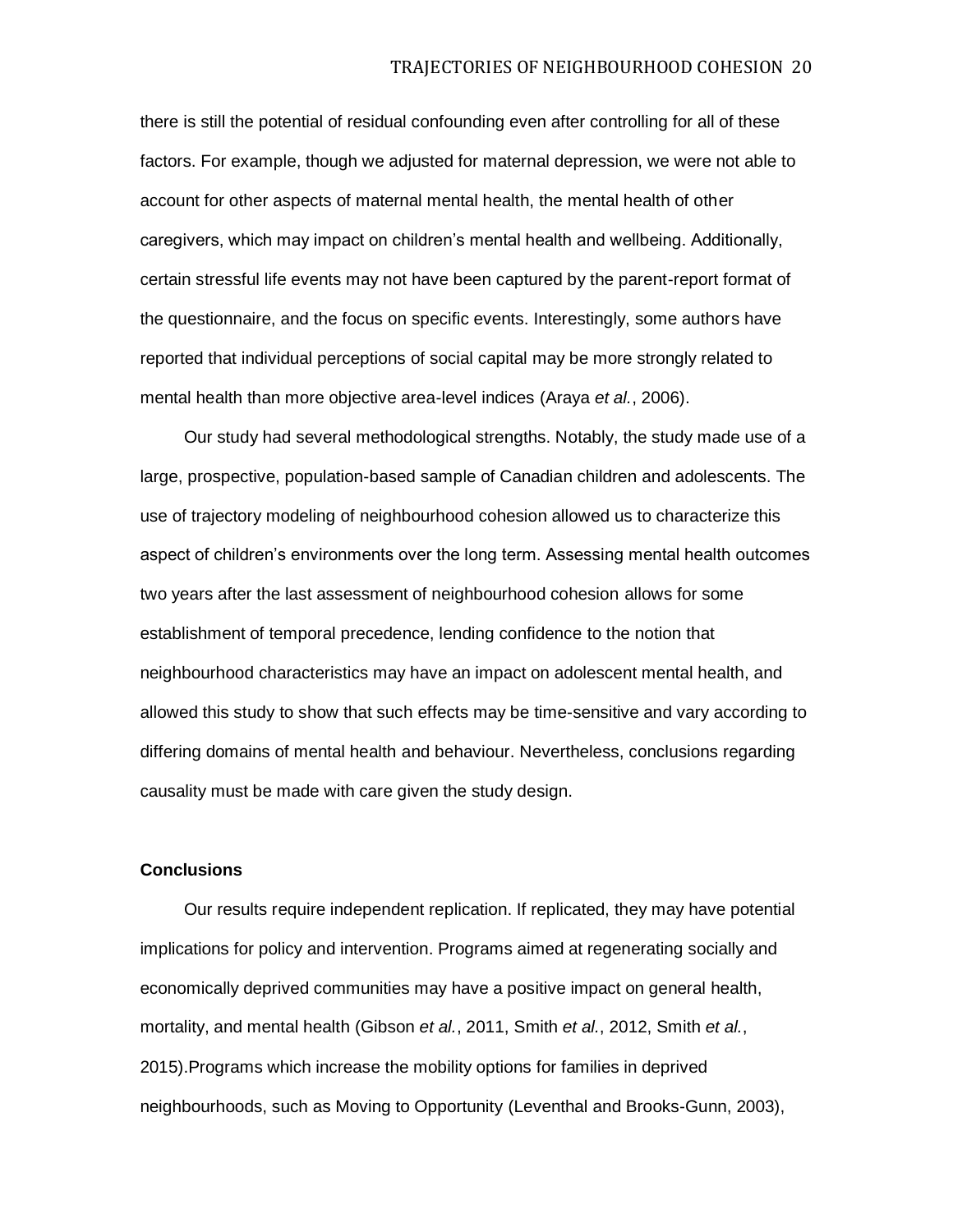there is still the potential of residual confounding even after controlling for all of these factors. For example, though we adjusted for maternal depression, we were not able to account for other aspects of maternal mental health, the mental health of other caregivers, which may impact on children's mental health and wellbeing. Additionally, certain stressful life events may not have been captured by the parent-report format of the questionnaire, and the focus on specific events. Interestingly, some authors have reported that individual perceptions of social capital may be more strongly related to mental health than more objective area-level indices (Araya *et al.*, 2006).

Our study had several methodological strengths. Notably, the study made use of a large, prospective, population-based sample of Canadian children and adolescents. The use of trajectory modeling of neighbourhood cohesion allowed us to characterize this aspect of children's environments over the long term. Assessing mental health outcomes two years after the last assessment of neighbourhood cohesion allows for some establishment of temporal precedence, lending confidence to the notion that neighbourhood characteristics may have an impact on adolescent mental health, and allowed this study to show that such effects may be time-sensitive and vary according to differing domains of mental health and behaviour. Nevertheless, conclusions regarding causality must be made with care given the study design.

## Conclusions

Our results require independent replication. If replicated, they may have potential implications for policy and intervention. Programs aimed at regenerating socially and economically deprived communities may have a positive impact on general health, mortality, and mental health (Gibson *et al.*, 2011, Smith *et al.*, 2012, Smith *et al.*, 2015).Programs which increase the mobility options for families in deprived neighbourhoods, such as Moving to Opportunity (Leventhal and Brooks-Gunn, 2003),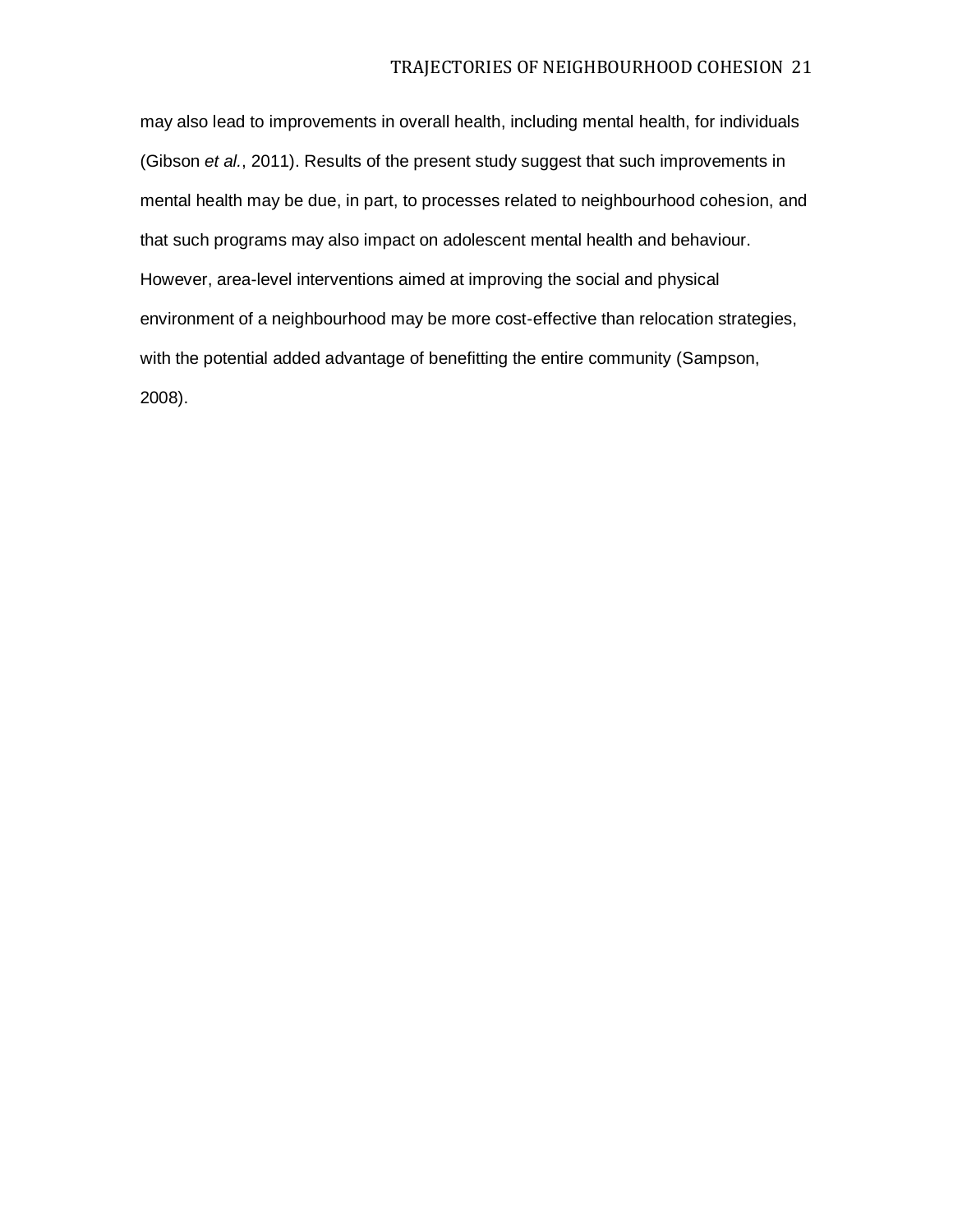may also lead to improvements in overall health, including mental health, for individuals (Gibson *et al.*, 2011). Results of the present study suggest that such improvements in mental health may be due, in part, to processes related to neighbourhood cohesion, and that such programs may also impact on adolescent mental health and behaviour. However, area-level interventions aimed at improving the social and physical environment of a neighbourhood may be more cost-effective than relocation strategies, with the potential added advantage of benefitting the entire community (Sampson, 2008).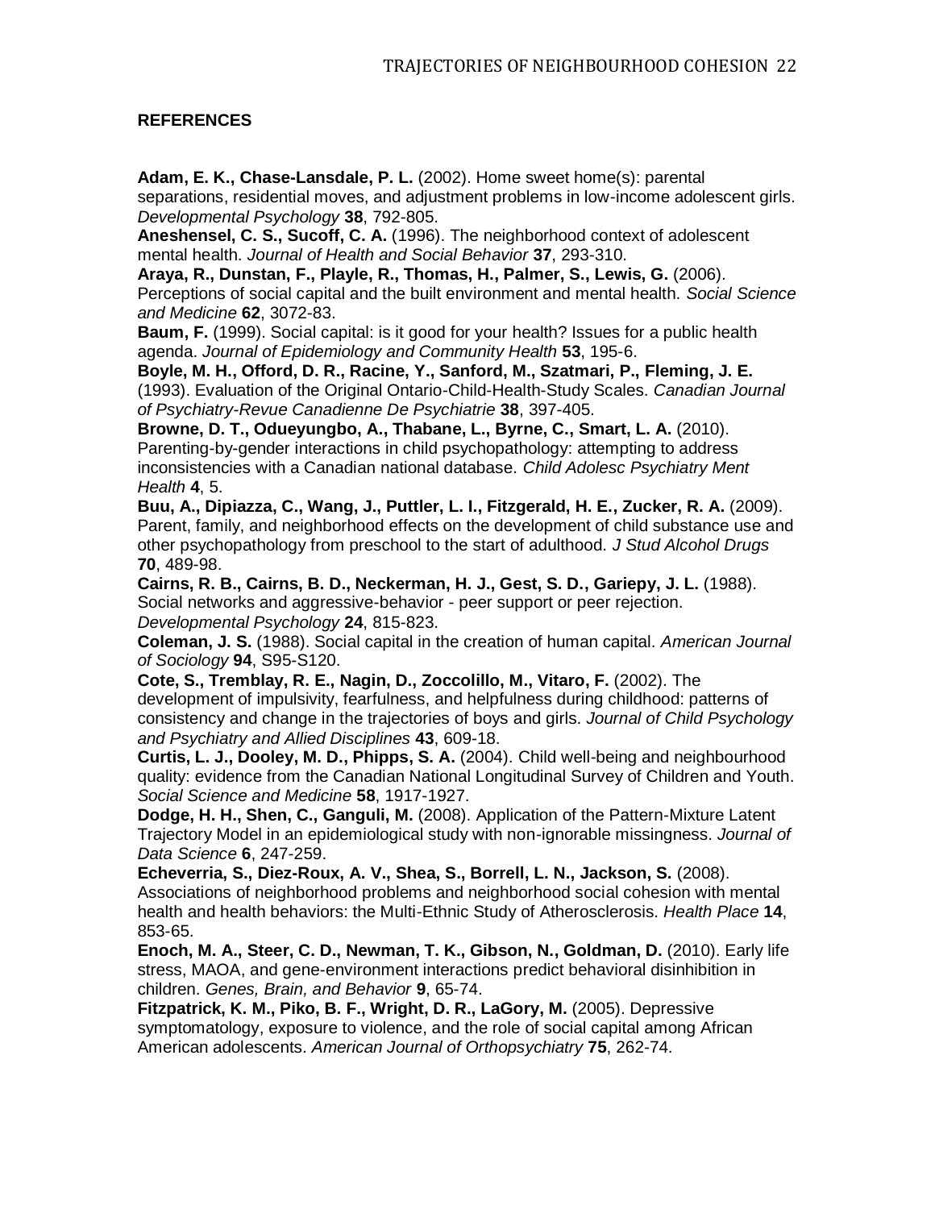**REFERENCES**

**Adam, E. K., Chase-Lansdale, P. L.** (2002). Home sweet home(s): parental separations, residential moves, and adjustment problems in low-income adolescent girls. *Developmental Psychology* **38**, 792-805.

**Aneshensel, C. S., Sucoff, C. A.** (1996). The neighborhood context of adolescent mental health. *Journal of Health and Social Behavior* **37**, 293-310.

**Araya, R., Dunstan, F., Playle, R., Thomas, H., Palmer, S., Lewis, G.** (2006). Perceptions of social capital and the built environment and mental health. *Social Science and Medicine* **62**, 3072-83.

**Baum, F.** (1999). Social capital: is it good for your health? Issues for a public health agenda. *Journal of Epidemiology and Community Health* **53**, 195-6.

**Boyle, M. H., Offord, D. R., Racine, Y., Sanford, M., Szatmari, P., Fleming, J. E.** (1993). Evaluation of the Original Ontario-Child-Health-Study Scales. *Canadian Journal of Psychiatry-Revue Canadienne De Psychiatrie* **38**, 397-405.

**Browne, D. T., Odueyungbo, A., Thabane, L., Byrne, C., Smart, L. A.** (2010). Parenting-by-gender interactions in child psychopathology: attempting to address inconsistencies with a Canadian national database. *Child Adolesc Psychiatry Ment Health* **4**, 5.

**Buu, A., Dipiazza, C., Wang, J., Puttler, L. I., Fitzgerald, H. E., Zucker, R. A.** (2009). Parent, family, and neighborhood effects on the development of child substance use and other psychopathology from preschool to the start of adulthood. *J Stud Alcohol Drugs* **70**, 489-98.

**Cairns, R. B., Cairns, B. D., Neckerman, H. J., Gest, S. D., Gariepy, J. L.** (1988). Social networks and aggressive-behavior - peer support or peer rejection. *Developmental Psychology* **24**, 815-823.

**Coleman, J. S.** (1988). Social capital in the creation of human capital. *American Journal of Sociology* **94**, S95-S120.

**Cote, S., Tremblay, R. E., Nagin, D., Zoccolillo, M., Vitaro, F.** (2002). The development of impulsivity, fearfulness, and helpfulness during childhood: patterns of consistency and change in the trajectories of boys and girls. *Journal of Child Psychology and Psychiatry and Allied Disciplines* **43**, 609-18.

**Curtis, L. J., Dooley, M. D., Phipps, S. A.** (2004). Child well-being and neighbourhood quality: evidence from the Canadian National Longitudinal Survey of Children and Youth. *Social Science and Medicine* **58**, 1917-1927.

**Dodge, H. H., Shen, C., Ganguli, M.** (2008). Application of the Pattern-Mixture Latent Trajectory Model in an epidemiological study with non-ignorable missingness. *Journal of Data Science* **6**, 247-259.

**Echeverria, S., Diez-Roux, A. V., Shea, S., Borrell, L. N., Jackson, S.** (2008). Associations of neighborhood problems and neighborhood social cohesion with mental health and health behaviors: the Multi-Ethnic Study of Atherosclerosis. *Health Place* **14**, 853-65.

**Enoch, M. A., Steer, C. D., Newman, T. K., Gibson, N., Goldman, D.** (2010). Early life stress, MAOA, and gene-environment interactions predict behavioral disinhibition in children. *Genes, Brain, and Behavior* **9**, 65-74.

**Fitzpatrick, K. M., Piko, B. F., Wright, D. R., LaGory, M.** (2005). Depressive symptomatology, exposure to violence, and the role of social capital among African American adolescents. *American Journal of Orthopsychiatry* **75**, 262-74.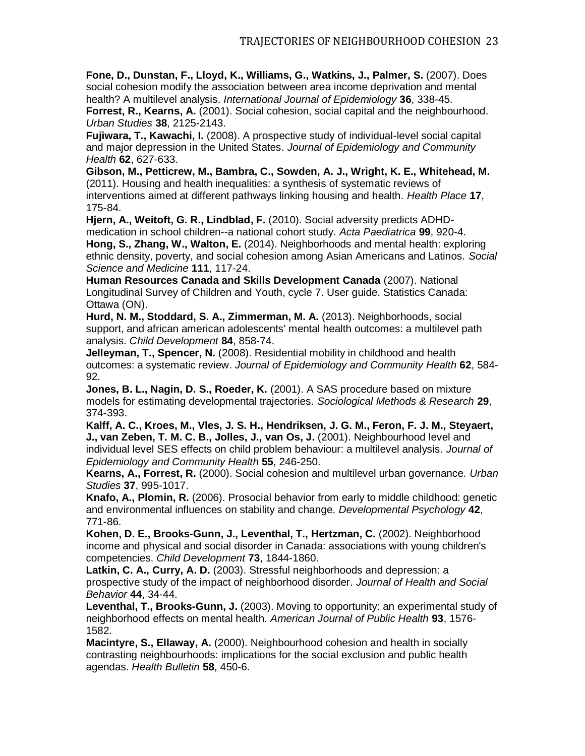**Fone, D., Dunstan, F., Lloyd, K., Williams, G., Watkins, J., Palmer, S.** (2007). Does social cohesion modify the association between area income deprivation and mental health? A multilevel analysis. *International Journal of Epidemiology* **36**, 338-45.

**Forrest, R., Kearns, A.** (2001). Social cohesion, social capital and the neighbourhood. *Urban Studies* **38**, 2125-2143.

**Fujiwara, T., Kawachi, I.** (2008). A prospective study of individual-level social capital and major depression in the United States. *Journal of Epidemiology and Community Health* **62**, 627-633.

**Gibson, M., Petticrew, M., Bambra, C., Sowden, A. J., Wright, K. E., Whitehead, M.** (2011). Housing and health inequalities: a synthesis of systematic reviews of interventions aimed at different pathways linking housing and health. *Health Place* **17**, 175-84.

**Hjern, A., Weitoft, G. R., Lindblad, F.** (2010). Social adversity predicts ADHD-medication in school children--a national cohort study. *Acta Paediatrica* **99**, 920-4.

**Hong, S., Zhang, W., Walton, E.** (2014). Neighborhoods and mental health: exploring ethnic density, poverty, and social cohesion among Asian Americans and Latinos. *Social Science and Medicine* **111**, 117-24.

**Human Resources Canada and Skills Development Canada** (2007). National Longitudinal Survey of Children and Youth, cycle 7. User guide. Statistics Canada: Ottawa (ON).

**Hurd, N. M., Stoddard, S. A., Zimmerman, M. A.** (2013). Neighborhoods, social support, and african american adolescents' mental health outcomes: a multilevel path analysis. *Child Development* **84**, 858-74.

**Jelleyman, T., Spencer, N.** (2008). Residential mobility in childhood and health outcomes: a systematic review. *Journal of Epidemiology and Community Health* **62**, 584-92.

**Jones, B. L., Nagin, D. S., Roeder, K.** (2001). A SAS procedure based on mixture models for estimating developmental trajectories. *Sociological Methods & Research* **29**, 374-393.

**Kalff, A. C., Kroes, M., Vles, J. S. H., Hendriksen, J. G. M., Feron, F. J. M., Steyaert, J., van Zeben, T. M. C. B., Jolles, J., van Os, J.** (2001). Neighbourhood level and individual level SES effects on child problem behaviour: a multilevel analysis. *Journal of Epidemiology and Community Health* **55**, 246-250.

**Kearns, A., Forrest, R.** (2000). Social cohesion and multilevel urban governance. *Urban Studies* **37**, 995-1017.

**Knafo, A., Plomin, R.** (2006). Prosocial behavior from early to middle childhood: genetic and environmental influences on stability and change. *Developmental Psychology* **42**, 771-86.

**Kohen, D. E., Brooks-Gunn, J., Leventhal, T., Hertzman, C.** (2002). Neighborhood income and physical and social disorder in Canada: associations with young children's competencies. *Child Development* **73**, 1844-1860.

**Latkin, C. A., Curry, A. D.** (2003). Stressful neighborhoods and depression: a prospective study of the impact of neighborhood disorder. *Journal of Health and Social Behavior* **44**, 34-44.

**Leventhal, T., Brooks-Gunn, J.** (2003). Moving to opportunity: an experimental study of neighborhood effects on mental health. *American Journal of Public Health* **93**, 1576-1582.

**Macintyre, S., Ellaway, A.** (2000). Neighbourhood cohesion and health in socially contrasting neighbourhoods: implications for the social exclusion and public health agendas. *Health Bulletin* **58**, 450-6.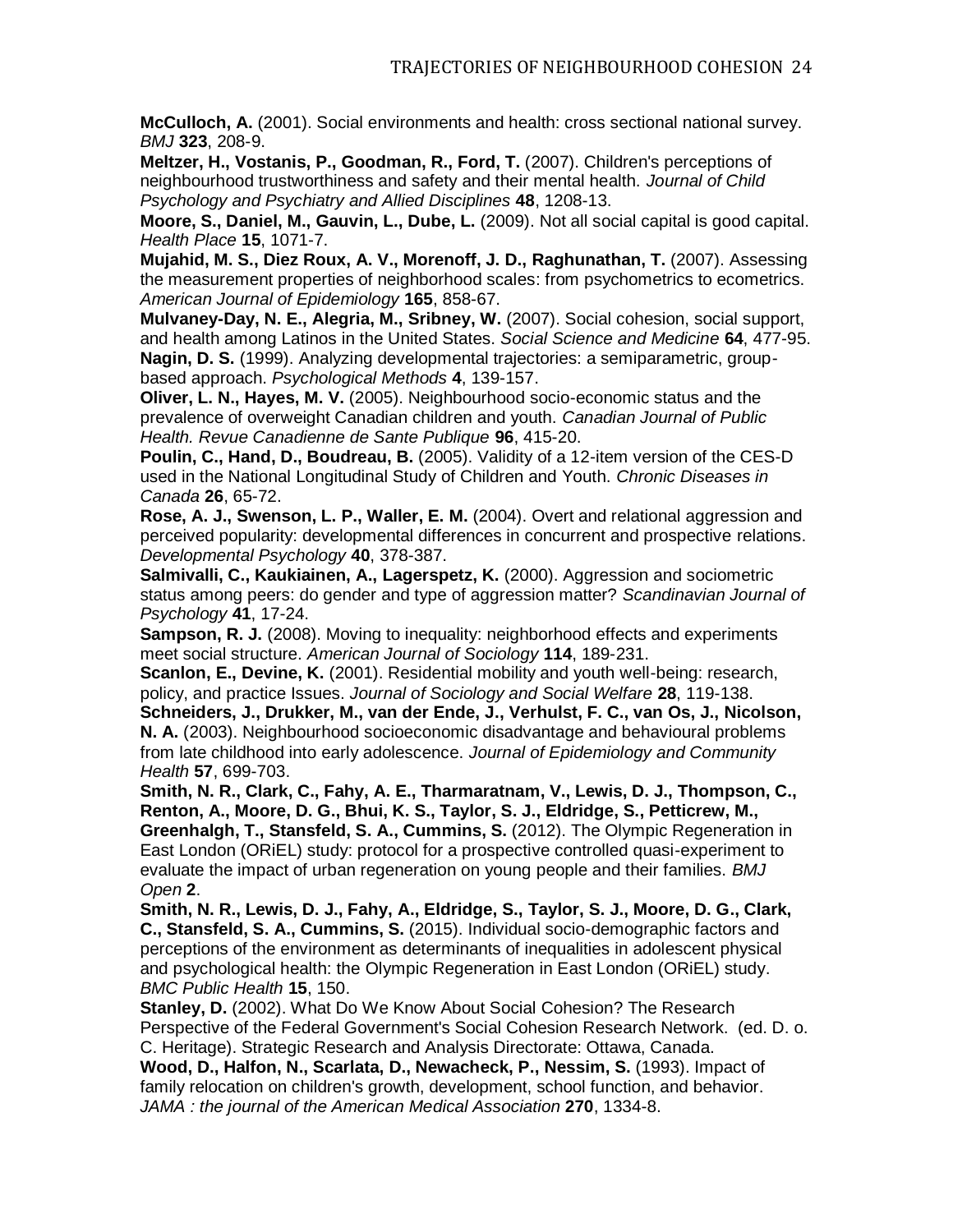**McCulloch, A.** (2001). Social environments and health: cross sectional national survey. *BMJ* **323**, 208-9.

**Meltzer, H., Vostanis, P., Goodman, R., Ford, T.** (2007). Children's perceptions of neighbourhood trustworthiness and safety and their mental health. *Journal of Child Psychology and Psychiatry and Allied Disciplines* **48**, 1208-13.

**Moore, S., Daniel, M., Gauvin, L., Dube, L.** (2009). Not all social capital is good capital. *Health Place* **15**, 1071-7.

**Mujahid, M. S., Diez Roux, A. V., Morenoff, J. D., Raghunathan, T.** (2007). Assessing the measurement properties of neighborhood scales: from psychometrics to ecometrics. *American Journal of Epidemiology* **165**, 858-67.

**Mulvaney-Day, N. E., Alegria, M., Sribney, W.** (2007). Social cohesion, social support, and health among Latinos in the United States. *Social Science and Medicine* **64**, 477-95.

**Nagin, D. S.** (1999). Analyzing developmental trajectories: a semiparametric, group-based approach. *Psychological Methods* **4**, 139-157.

**Oliver, L. N., Hayes, M. V.** (2005). Neighbourhood socio-economic status and the prevalence of overweight Canadian children and youth. *Canadian Journal of Public Health. Revue Canadienne de Sante Publique* **96**, 415-20.

**Poulin, C., Hand, D., Boudreau, B.** (2005). Validity of a 12-item version of the CES-D used in the National Longitudinal Study of Children and Youth. *Chronic Diseases in Canada* **26**, 65-72.

**Rose, A. J., Swenson, L. P., Waller, E. M.** (2004). Overt and relational aggression and perceived popularity: developmental differences in concurrent and prospective relations. *Developmental Psychology* **40**, 378-387.

**Salmivalli, C., Kaukiainen, A., Lagerspetz, K.** (2000). Aggression and sociometric status among peers: do gender and type of aggression matter? *Scandinavian Journal of Psychology* **41**, 17-24.

**Sampson, R. J.** (2008). Moving to inequality: neighborhood effects and experiments meet social structure. *American Journal of Sociology* **114**, 189-231.

**Scanlon, E., Devine, K.** (2001). Residential mobility and youth well-being: research, policy, and practice Issues. *Journal of Sociology and Social Welfare* **28**, 119-138.

**Schneiders, J., Drukker, M., van der Ende, J., Verhulst, F. C., van Os, J., Nicolson, N. A.** (2003). Neighbourhood socioeconomic disadvantage and behavioural problems from late childhood into early adolescence. *Journal of Epidemiology and Community Health* **57**, 699-703.

**Smith, N. R., Clark, C., Fahy, A. E., Tharmaratnam, V., Lewis, D. J., Thompson, C., Renton, A., Moore, D. G., Bhui, K. S., Taylor, S. J., Eldridge, S., Petticrew, M., Greenhalgh, T., Stansfeld, S. A., Cummins, S.** (2012). The Olympic Regeneration in East London (ORiEL) study: protocol for a prospective controlled quasi-experiment to evaluate the impact of urban regeneration on young people and their families. *BMJ Open* **2**.

**Smith, N. R., Lewis, D. J., Fahy, A., Eldridge, S., Taylor, S. J., Moore, D. G., Clark, C., Stansfeld, S. A., Cummins, S.** (2015). Individual socio-demographic factors and perceptions of the environment as determinants of inequalities in adolescent physical and psychological health: the Olympic Regeneration in East London (ORiEL) study. *BMC Public Health* **15**, 150.

**Stanley, D.** (2002). What Do We Know About Social Cohesion? The Research Perspective of the Federal Government's Social Cohesion Research Network. (ed. D. o. C. Heritage). Strategic Research and Analysis Directorate: Ottawa, Canada.

**Wood, D., Halfon, N., Scarlata, D., Newacheck, P., Nessim, S.** (1993). Impact of family relocation on children's growth, development, school function, and behavior. *JAMA : the journal of the American Medical Association* **270**, 1334-8.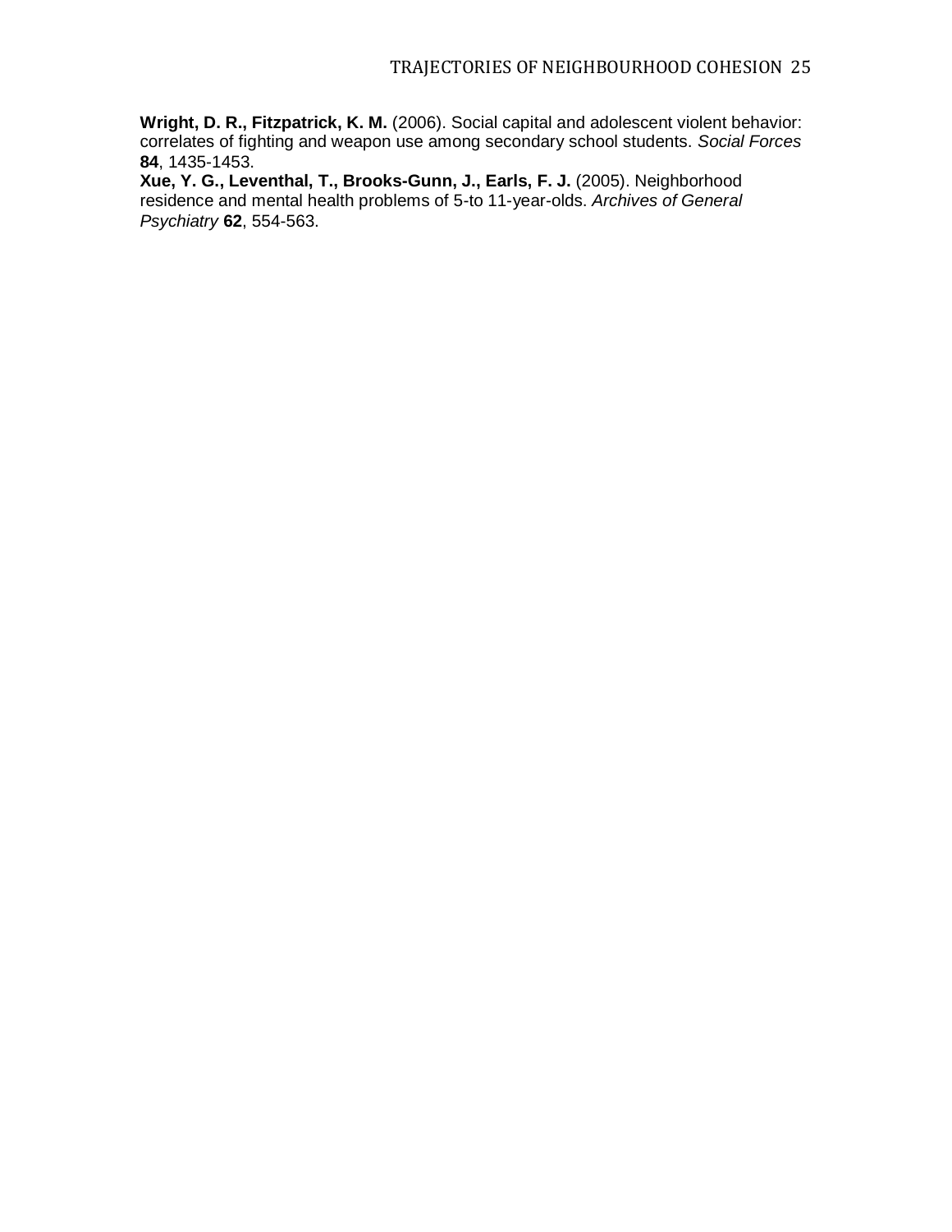**Wright, D. R., Fitzpatrick, K. M.** (2006). Social capital and adolescent violent behavior: correlates of fighting and weapon use among secondary school students. *Social Forces* **84**, 1435-1453.

**Xue, Y. G., Leventhal, T., Brooks-Gunn, J., Earls, F. J.** (2005). Neighborhood residence and mental health problems of 5-to 11-year-olds. *Archives of General Psychiatry* **62**, 554-563.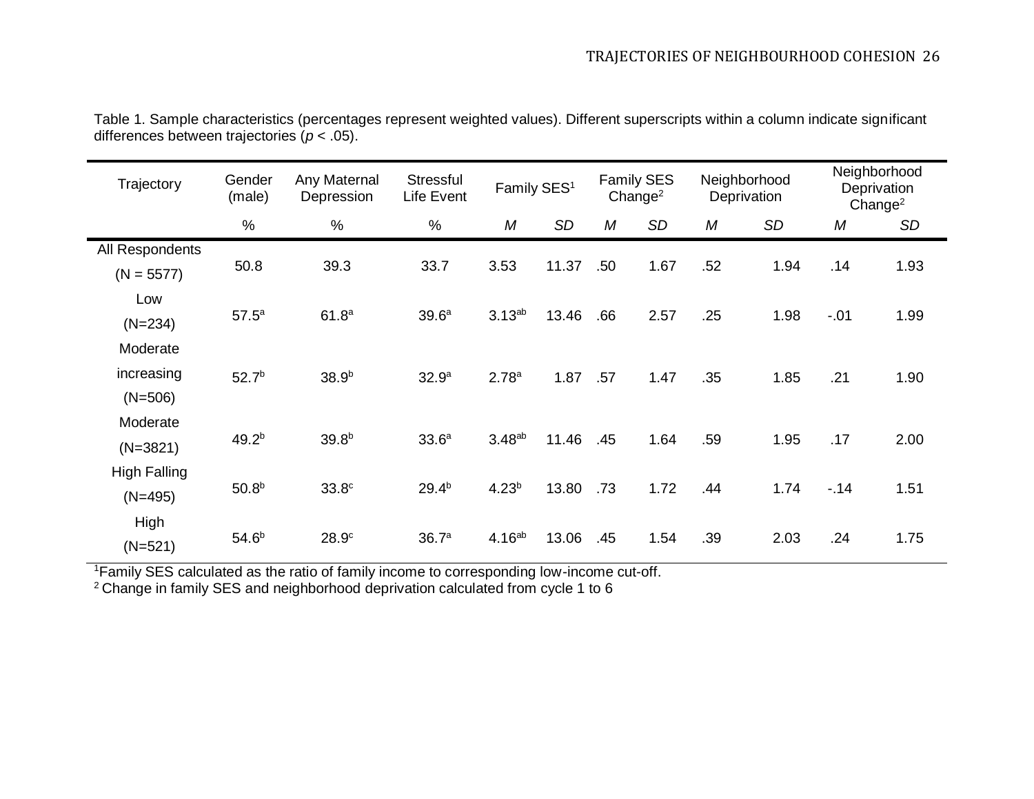Table 1. Sample characteristics (percentages represent weighted values). Different superscripts within a column indicate significant differences between trajectories ($p$ < .05).

| Trajectory | Gender (male) | Any Maternal Depression | Stressful Life Event | Family SES[1] | | Family SES Change[2] | | Neighborhood Deprivation | | Neighborhood Deprivation Change[2] | |
|---|---|---|---|---|---|---|---|---|---|---|---|
| | % | % | % | *M* | *SD* | *M* | *SD* | *M* | *SD* | *M* | *SD* |
| All Respondents (N = 5577) | 50.8 | 39.3 | 33.7 | 3.53 | 11.37 | .50 | 1.67 | .52 | 1.94 | .14 | 1.93 |
| Low (N=234) | $57.5^{a}$ | $61.8^{a}$ | $39.6^{a}$ | $3.13^{ab}$ | 13.46 | .66 | 2.57 | .25 | 1.98 | -.01 | 1.99 |
| Moderate increasing (N=506) | $52.7^{b}$ | $38.9^{b}$ | $32.9^{a}$ | $2.78^{a}$ | 1.87 | .57 | 1.47 | .35 | 1.85 | .21 | 1.90 |
| Moderate (N=3821) | $49.2^{b}$ | $39.8^{b}$ | $33.6^{a}$ | $3.48^{ab}$ | 11.46 | .45 | 1.64 | .59 | 1.95 | .17 | 2.00 |
| High Falling (N=495) | $50.8^{b}$ | $33.8^{c}$ | $29.4^{b}$ | $4.23^{b}$ | 13.80 | .73 | 1.72 | .44 | 1.74 | -.14 | 1.51 |
| High (N=521) | $54.6^{b}$ | $28.9^{c}$ | $36.7^{a}$ | $4.16^{ab}$ | 13.06 | .45 | 1.54 | .39 | 2.03 | .24 | 1.75 |

[1]Family SES calculated as the ratio of family income to corresponding low-income cut-off.
[2] Change in family SES and neighborhood deprivation calculated from cycle 1 to 6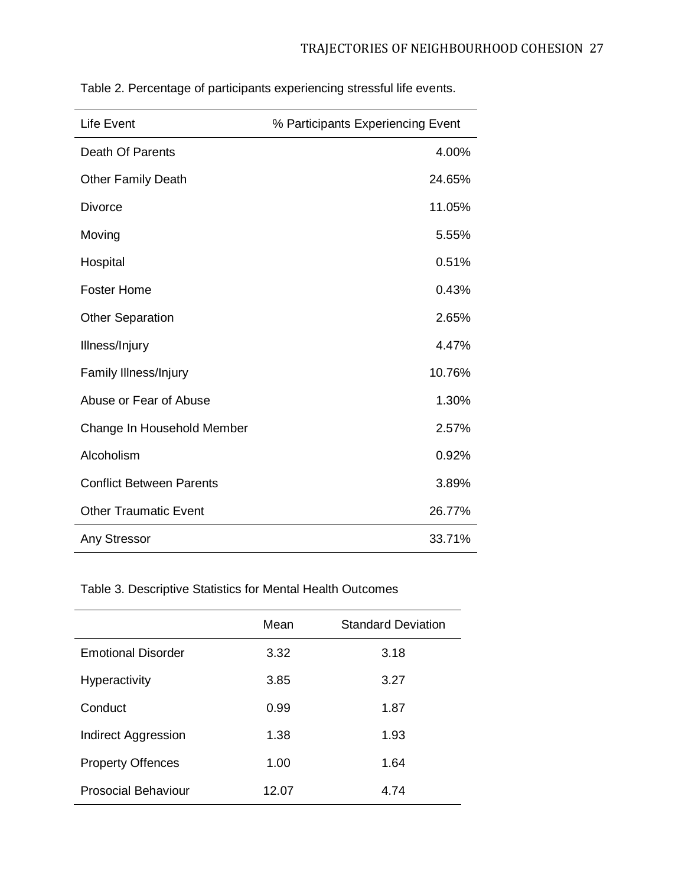Table 2. Percentage of participants experiencing stressful life events.

| Life Event | % Participants Experiencing Event |
|---|---|
| Death Of Parents | 4.00% |
| Other Family Death | 24.65% |
| Divorce | 11.05% |
| Moving | 5.55% |
| Hospital | 0.51% |
| Foster Home | 0.43% |
| Other Separation | 2.65% |
| Illness/Injury | 4.47% |
| Family Illness/Injury | 10.76% |
| Abuse or Fear of Abuse | 1.30% |
| Change In Household Member | 2.57% |
| Alcoholism | 0.92% |
| Conflict Between Parents | 3.89% |
| Other Traumatic Event | 26.77% |
| Any Stressor | 33.71% |

Table 3. Descriptive Statistics for Mental Health Outcomes

| | Mean | Standard Deviation |
|---|---|---|
| Emotional Disorder | 3.32 | 3.18 |
| Hyperactivity | 3.85 | 3.27 |
| Conduct | 0.99 | 1.87 |
| Indirect Aggression | 1.38 | 1.93 |
| Property Offences | 1.00 | 1.64 |
| Prosocial Behaviour | 12.07 | 4.74 |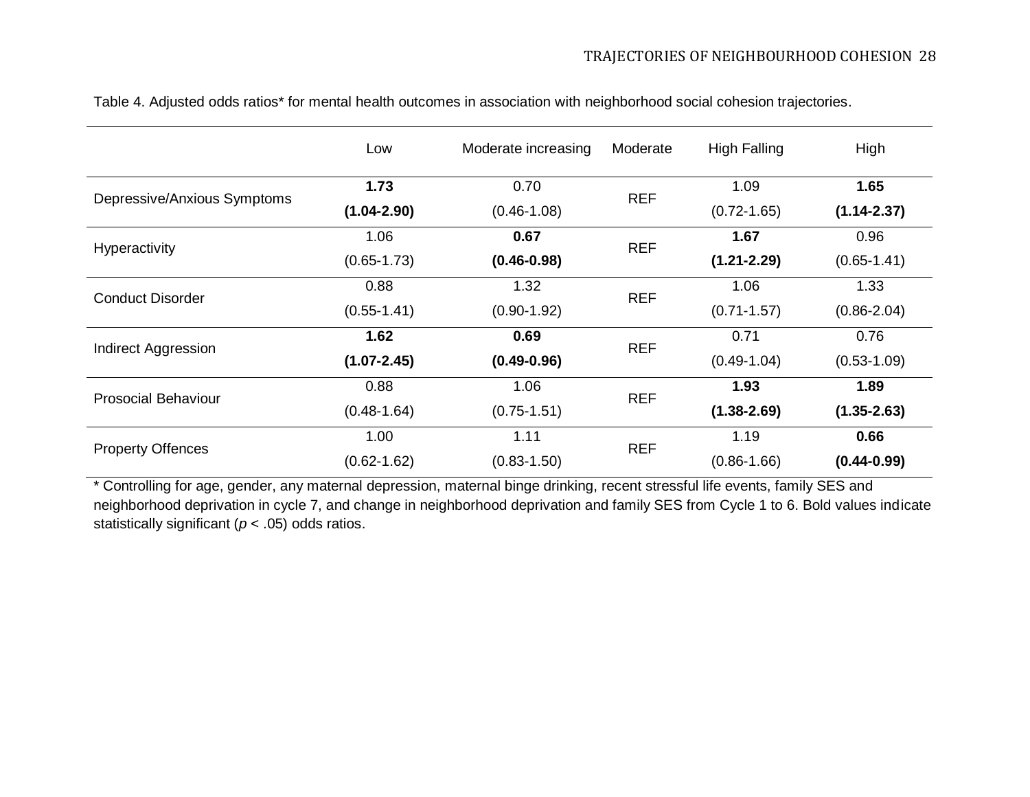Table 4. Adjusted odds ratios* for mental health outcomes in association with neighborhood social cohesion trajectories.

| | Low | Moderate increasing | Moderate | High Falling | High |
|---|---|---|---|---|---|
| Depressive/Anxious Symptoms | **1.73** **(1.04-2.90)** | 0.70 (0.46-1.08) | REF | 1.09 (0.72-1.65) | **1.65** **(1.14-2.37)** |
| Hyperactivity | 1.06 (0.65-1.73) | **0.67** **(0.46-0.98)** | REF | **1.67** **(1.21-2.29)** | 0.96 (0.65-1.41) |
| Conduct Disorder | 0.88 (0.55-1.41) | 1.32 (0.90-1.92) | REF | 1.06 (0.71-1.57) | 1.33 (0.86-2.04) |
| Indirect Aggression | **1.62** **(1.07-2.45)** | **0.69** **(0.49-0.96)** | REF | 0.71 (0.49-1.04) | 0.76 (0.53-1.09) |
| Prosocial Behaviour | 0.88 (0.48-1.64) | 1.06 (0.75-1.51) | REF | **1.93** **(1.38-2.69)** | **1.89** **(1.35-2.63)** |
| Property Offences | 1.00 (0.62-1.62) | 1.11 (0.83-1.50) | REF | 1.19 (0.86-1.66) | **0.66** **(0.44-0.99)** |

* Controlling for age, gender, any maternal depression, maternal binge drinking, recent stressful life events, family SES and neighborhood deprivation in cycle 7, and change in neighborhood deprivation and family SES from Cycle 1 to 6. Bold values indicate statistically significant ($p$ < .05) odds ratios.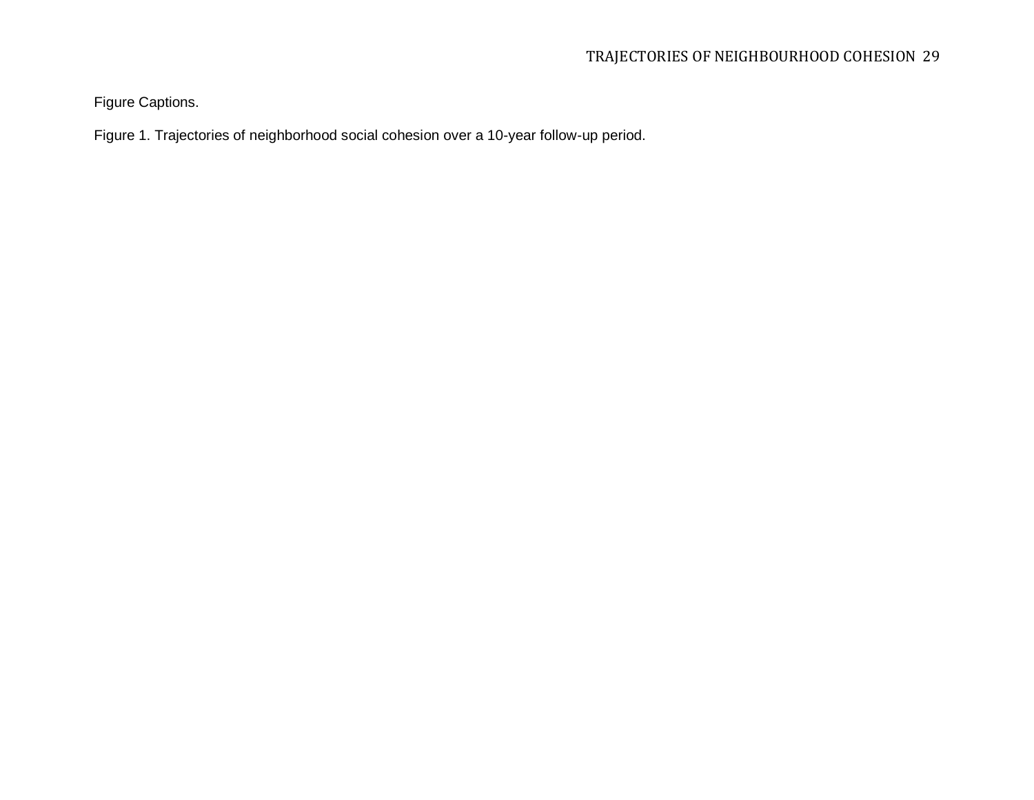Figure Captions.

Figure 1. Trajectories of neighborhood social cohesion over a 10-year follow-up period.